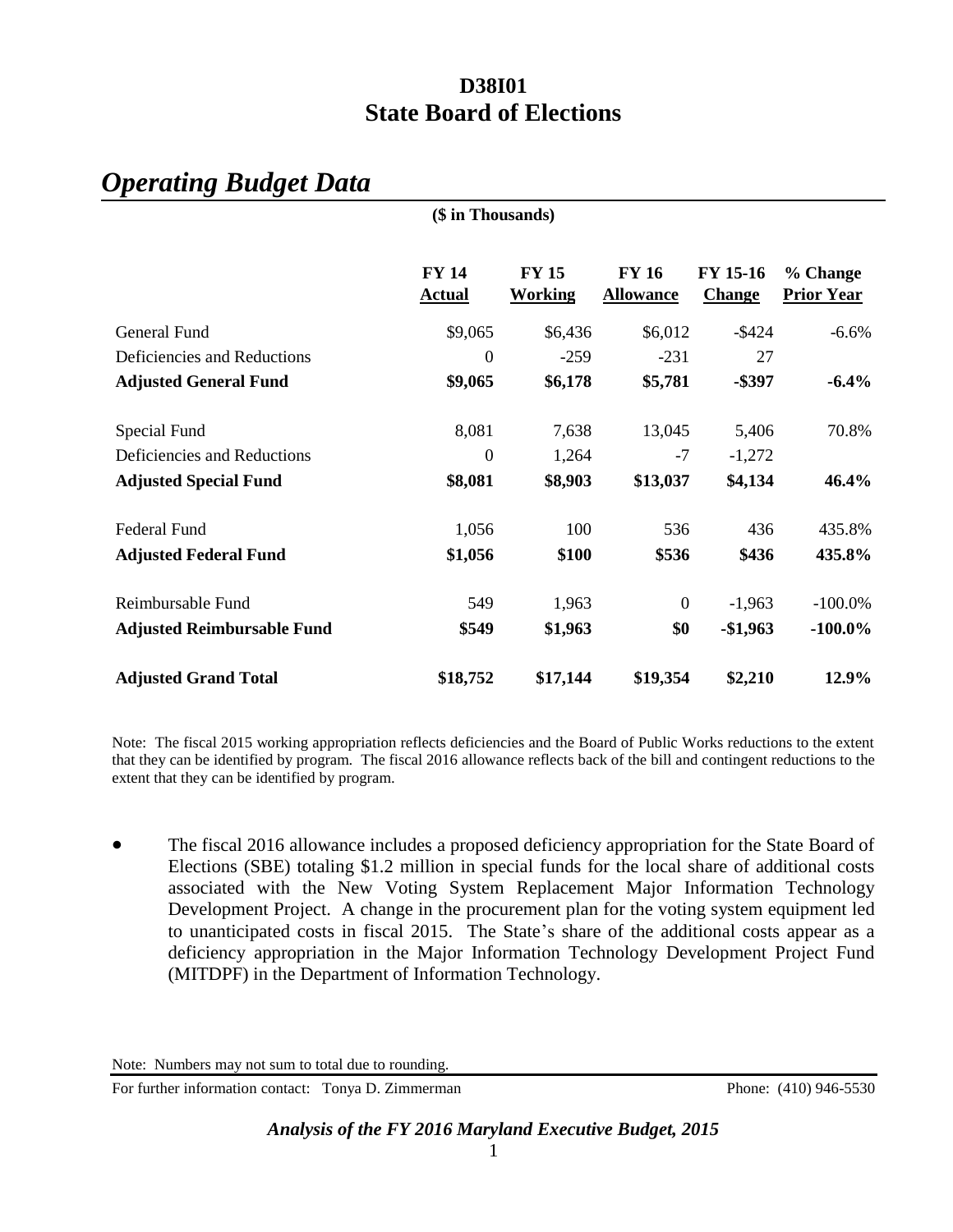# D38I01
# State Board of Elections

## *Operating Budget Data*

**($ in Thousands)**

| | FY 14 Actual | FY 15 Working | FY 16 Allowance | FY 15-16 Change | % Change Prior Year |
|---|---|---|---|---|---|
| General Fund | $9,065 | $6,436 | $6,012 | -$424 | -6.6% |
| Deficiencies and Reductions | 0 | -259 | -231 | 27 | |
| **Adjusted General Fund** | **$9,065** | **$6,178** | **$5,781** | **-$397** | **-6.4%** |
| Special Fund | 8,081 | 7,638 | 13,045 | 5,406 | 70.8% |
| Deficiencies and Reductions | 0 | 1,264 | -7 | -1,272 | |
| **Adjusted Special Fund** | **$8,081** | **$8,903** | **$13,037** | **$4,134** | **46.4%** |
| Federal Fund | 1,056 | 100 | 536 | 436 | 435.8% |
| **Adjusted Federal Fund** | **$1,056** | **$100** | **$536** | **$436** | **435.8%** |
| Reimbursable Fund | 549 | 1,963 | 0 | -1,963 | -100.0% |
| **Adjusted Reimbursable Fund** | **$549** | **$1,963** | **$0** | **-$1,963** | **-100.0%** |
| **Adjusted Grand Total** | **$18,752** | **$17,144** | **$19,354** | **$2,210** | **12.9%** |

Note: The fiscal 2015 working appropriation reflects deficiencies and the Board of Public Works reductions to the extent that they can be identified by program. The fiscal 2016 allowance reflects back of the bill and contingent reductions to the extent that they can be identified by program.

- The fiscal 2016 allowance includes a proposed deficiency appropriation for the State Board of Elections (SBE) totaling $1.2 million in special funds for the local share of additional costs associated with the New Voting System Replacement Major Information Technology Development Project. A change in the procurement plan for the voting system equipment led to unanticipated costs in fiscal 2015. The State's share of the additional costs appear as a deficiency appropriation in the Major Information Technology Development Project Fund (MITDPF) in the Department of Information Technology.

Note: Numbers may not sum to total due to rounding.

For further information contact: Tonya D. Zimmerman Phone: (410) 946-5530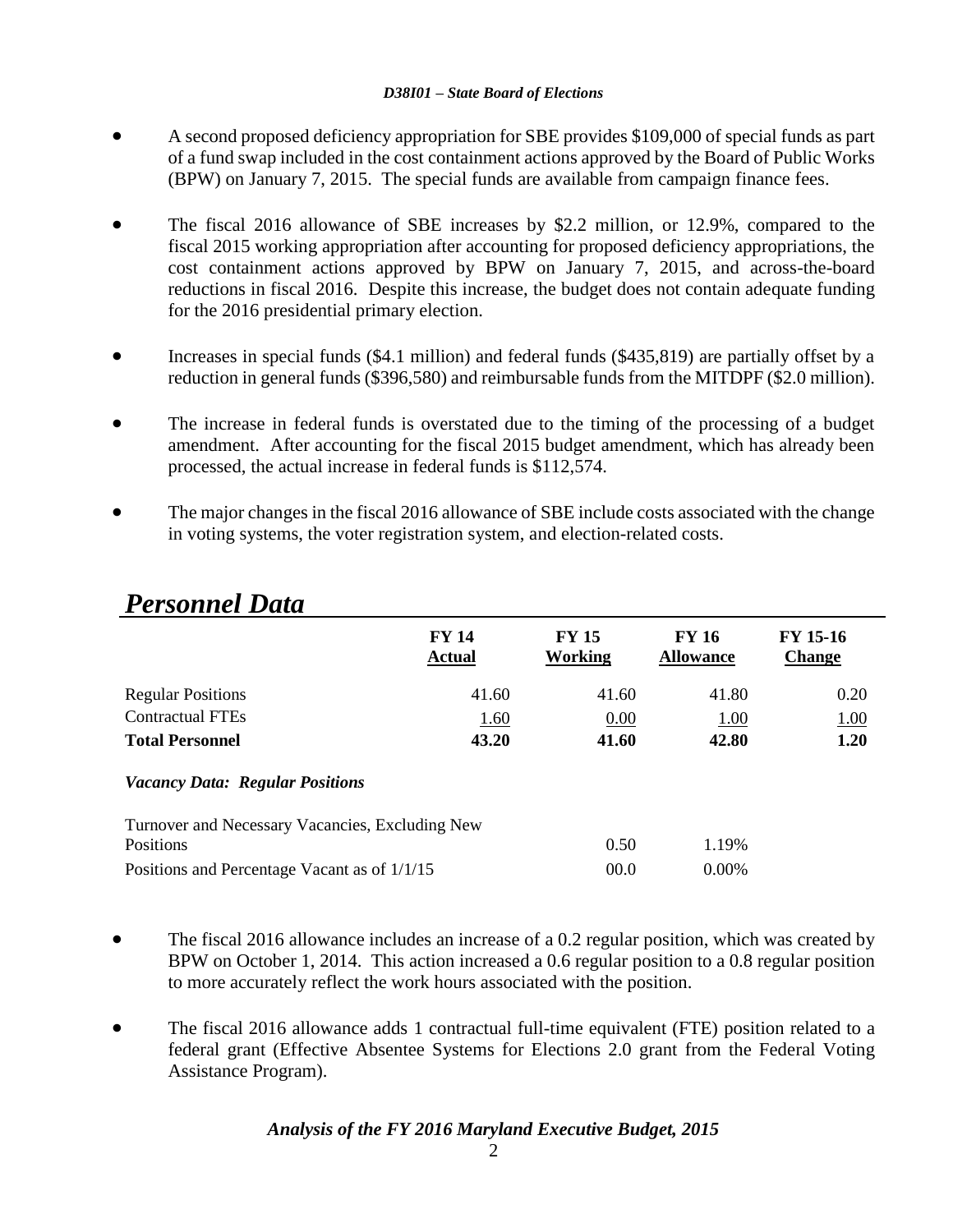- A second proposed deficiency appropriation for SBE provides $109,000 of special funds as part of a fund swap included in the cost containment actions approved by the Board of Public Works (BPW) on January 7, 2015. The special funds are available from campaign finance fees.

- The fiscal 2016 allowance of SBE increases by $2.2 million, or 12.9%, compared to the fiscal 2015 working appropriation after accounting for proposed deficiency appropriations, the cost containment actions approved by BPW on January 7, 2015, and across-the-board reductions in fiscal 2016. Despite this increase, the budget does not contain adequate funding for the 2016 presidential primary election.

- Increases in special funds ($4.1 million) and federal funds ($435,819) are partially offset by a reduction in general funds ($396,580) and reimbursable funds from the MITDPF ($2.0 million).

- The increase in federal funds is overstated due to the timing of the processing of a budget amendment. After accounting for the fiscal 2015 budget amendment, which has already been processed, the actual increase in federal funds is $112,574.

- The major changes in the fiscal 2016 allowance of SBE include costs associated with the change in voting systems, the voter registration system, and election-related costs.

# *Personnel Data*

| | FY 14 Actual | FY 15 Working | FY 16 Allowance | FY 15-16 Change |
|---|---|---|---|---|
| Regular Positions | 41.60 | 41.60 | 41.80 | 0.20 |
| Contractual FTEs | 1.60 | 0.00 | 1.00 | 1.00 |
| **Total Personnel** | **43.20** | **41.60** | **42.80** | **1.20** |

***Vacancy Data: Regular Positions***

| | | |
|---|---|---|
| Turnover and Necessary Vacancies, Excluding New Positions | 0.50 | 1.19% |
| Positions and Percentage Vacant as of 1/1/15 | 00.0 | 0.00% |

- The fiscal 2016 allowance includes an increase of a 0.2 regular position, which was created by BPW on October 1, 2014. This action increased a 0.6 regular position to a 0.8 regular position to more accurately reflect the work hours associated with the position.

- The fiscal 2016 allowance adds 1 contractual full-time equivalent (FTE) position related to a federal grant (Effective Absentee Systems for Elections 2.0 grant from the Federal Voting Assistance Program).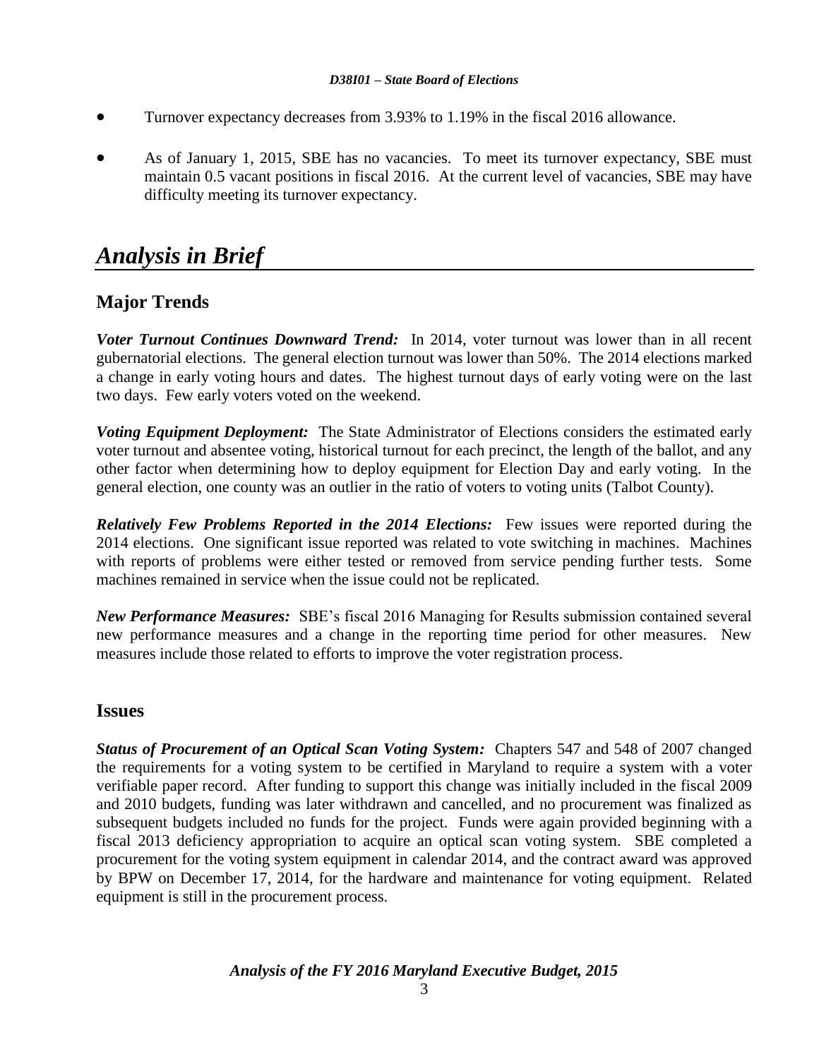- Turnover expectancy decreases from 3.93% to 1.19% in the fiscal 2016 allowance.
- As of January 1, 2015, SBE has no vacancies. To meet its turnover expectancy, SBE must maintain 0.5 vacant positions in fiscal 2016. At the current level of vacancies, SBE may have difficulty meeting its turnover expectancy.

# *Analysis in Brief*

## Major Trends

***Voter Turnout Continues Downward Trend:*** In 2014, voter turnout was lower than in all recent gubernatorial elections. The general election turnout was lower than 50%. The 2014 elections marked a change in early voting hours and dates. The highest turnout days of early voting were on the last two days. Few early voters voted on the weekend.

***Voting Equipment Deployment:*** The State Administrator of Elections considers the estimated early voter turnout and absentee voting, historical turnout for each precinct, the length of the ballot, and any other factor when determining how to deploy equipment for Election Day and early voting. In the general election, one county was an outlier in the ratio of voters to voting units (Talbot County).

***Relatively Few Problems Reported in the 2014 Elections:*** Few issues were reported during the 2014 elections. One significant issue reported was related to vote switching in machines. Machines with reports of problems were either tested or removed from service pending further tests. Some machines remained in service when the issue could not be replicated.

***New Performance Measures:*** SBE's fiscal 2016 Managing for Results submission contained several new performance measures and a change in the reporting time period for other measures. New measures include those related to efforts to improve the voter registration process.

## Issues

***Status of Procurement of an Optical Scan Voting System:*** Chapters 547 and 548 of 2007 changed the requirements for a voting system to be certified in Maryland to require a system with a voter verifiable paper record. After funding to support this change was initially included in the fiscal 2009 and 2010 budgets, funding was later withdrawn and cancelled, and no procurement was finalized as subsequent budgets included no funds for the project. Funds were again provided beginning with a fiscal 2013 deficiency appropriation to acquire an optical scan voting system. SBE completed a procurement for the voting system equipment in calendar 2014, and the contract award was approved by BPW on December 17, 2014, for the hardware and maintenance for voting equipment. Related equipment is still in the procurement process.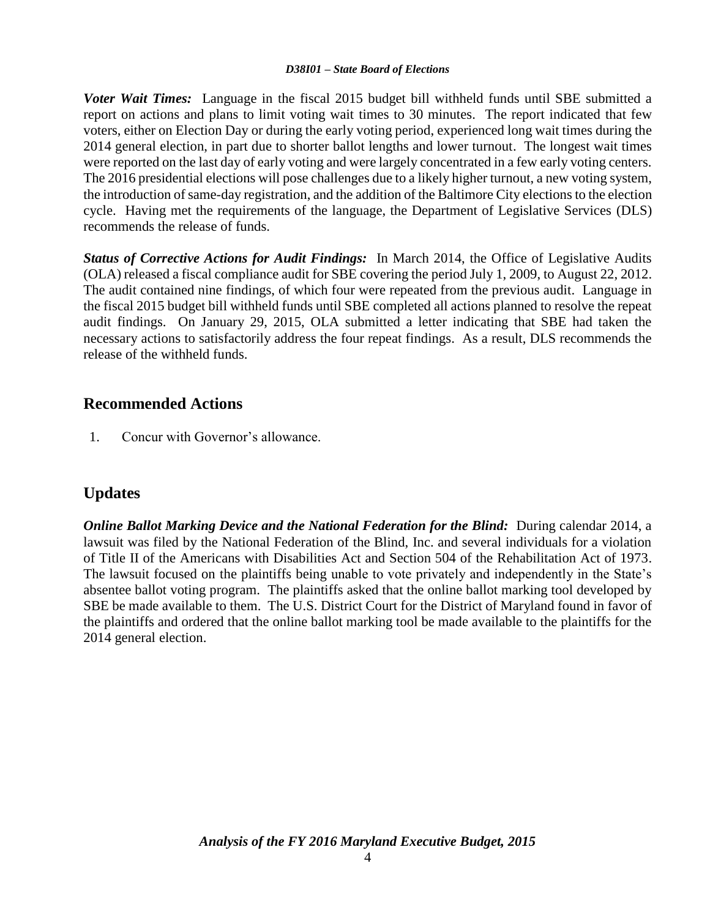***Voter Wait Times:*** Language in the fiscal 2015 budget bill withheld funds until SBE submitted a report on actions and plans to limit voting wait times to 30 minutes. The report indicated that few voters, either on Election Day or during the early voting period, experienced long wait times during the 2014 general election, in part due to shorter ballot lengths and lower turnout. The longest wait times were reported on the last day of early voting and were largely concentrated in a few early voting centers. The 2016 presidential elections will pose challenges due to a likely higher turnout, a new voting system, the introduction of same-day registration, and the addition of the Baltimore City elections to the election cycle. Having met the requirements of the language, the Department of Legislative Services (DLS) recommends the release of funds.

***Status of Corrective Actions for Audit Findings:*** In March 2014, the Office of Legislative Audits (OLA) released a fiscal compliance audit for SBE covering the period July 1, 2009, to August 22, 2012. The audit contained nine findings, of which four were repeated from the previous audit. Language in the fiscal 2015 budget bill withheld funds until SBE completed all actions planned to resolve the repeat audit findings. On January 29, 2015, OLA submitted a letter indicating that SBE had taken the necessary actions to satisfactorily address the four repeat findings. As a result, DLS recommends the release of the withheld funds.

## Recommended Actions

1. Concur with Governor's allowance.

## Updates

***Online Ballot Marking Device and the National Federation for the Blind:*** During calendar 2014, a lawsuit was filed by the National Federation of the Blind, Inc. and several individuals for a violation of Title II of the Americans with Disabilities Act and Section 504 of the Rehabilitation Act of 1973. The lawsuit focused on the plaintiffs being unable to vote privately and independently in the State's absentee ballot voting program. The plaintiffs asked that the online ballot marking tool developed by SBE be made available to them. The U.S. District Court for the District of Maryland found in favor of the plaintiffs and ordered that the online ballot marking tool be made available to the plaintiffs for the 2014 general election.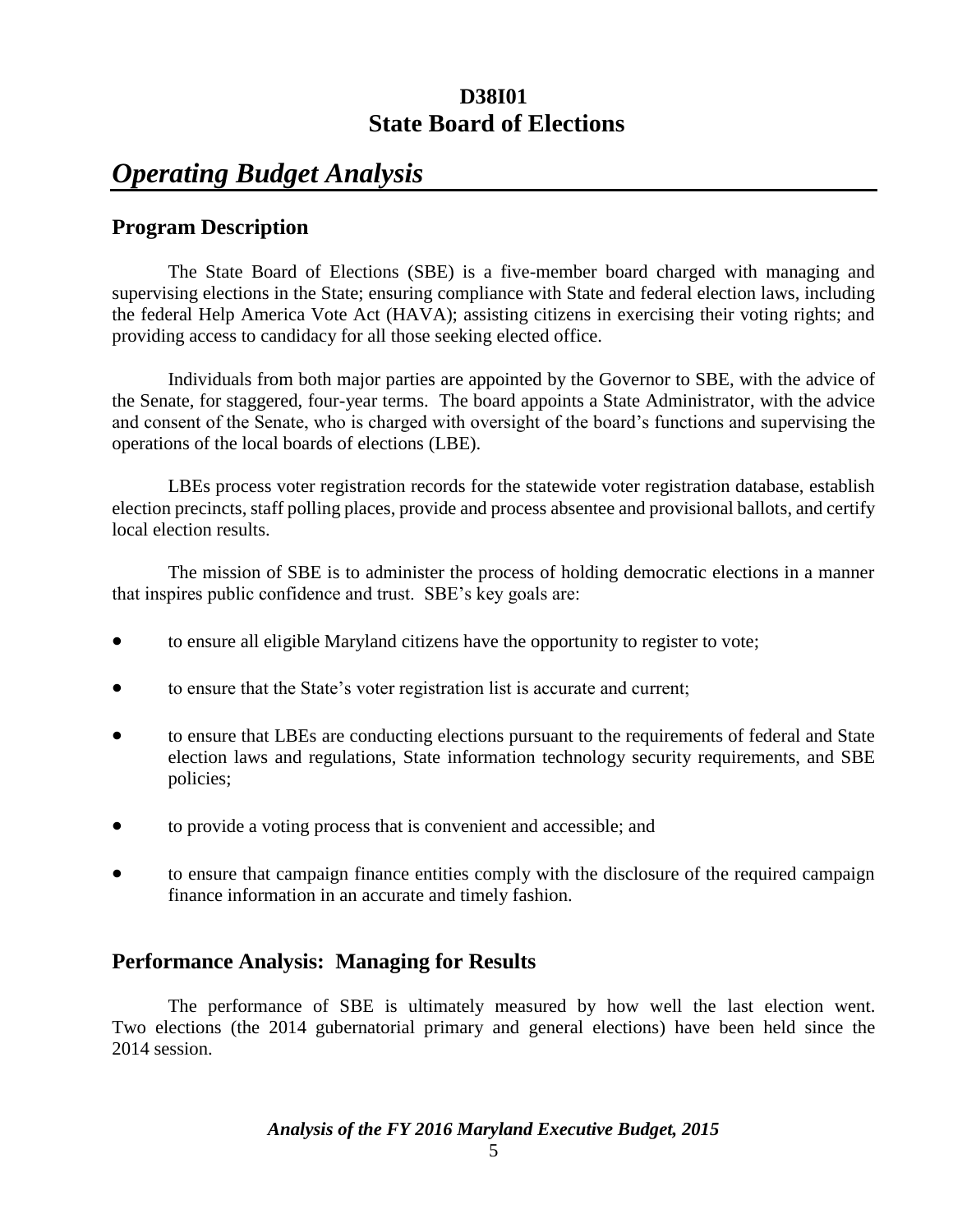**D38I01**
**State Board of Elections**

# *Operating Budget Analysis*

## Program Description

The State Board of Elections (SBE) is a five-member board charged with managing and supervising elections in the State; ensuring compliance with State and federal election laws, including the federal Help America Vote Act (HAVA); assisting citizens in exercising their voting rights; and providing access to candidacy for all those seeking elected office.

Individuals from both major parties are appointed by the Governor to SBE, with the advice of the Senate, for staggered, four-year terms. The board appoints a State Administrator, with the advice and consent of the Senate, who is charged with oversight of the board's functions and supervising the operations of the local boards of elections (LBE).

LBEs process voter registration records for the statewide voter registration database, establish election precincts, staff polling places, provide and process absentee and provisional ballots, and certify local election results.

The mission of SBE is to administer the process of holding democratic elections in a manner that inspires public confidence and trust. SBE's key goals are:

- to ensure all eligible Maryland citizens have the opportunity to register to vote;
- to ensure that the State's voter registration list is accurate and current;
- to ensure that LBEs are conducting elections pursuant to the requirements of federal and State election laws and regulations, State information technology security requirements, and SBE policies;
- to provide a voting process that is convenient and accessible; and
- to ensure that campaign finance entities comply with the disclosure of the required campaign finance information in an accurate and timely fashion.

## Performance Analysis: Managing for Results

The performance of SBE is ultimately measured by how well the last election went. Two elections (the 2014 gubernatorial primary and general elections) have been held since the 2014 session.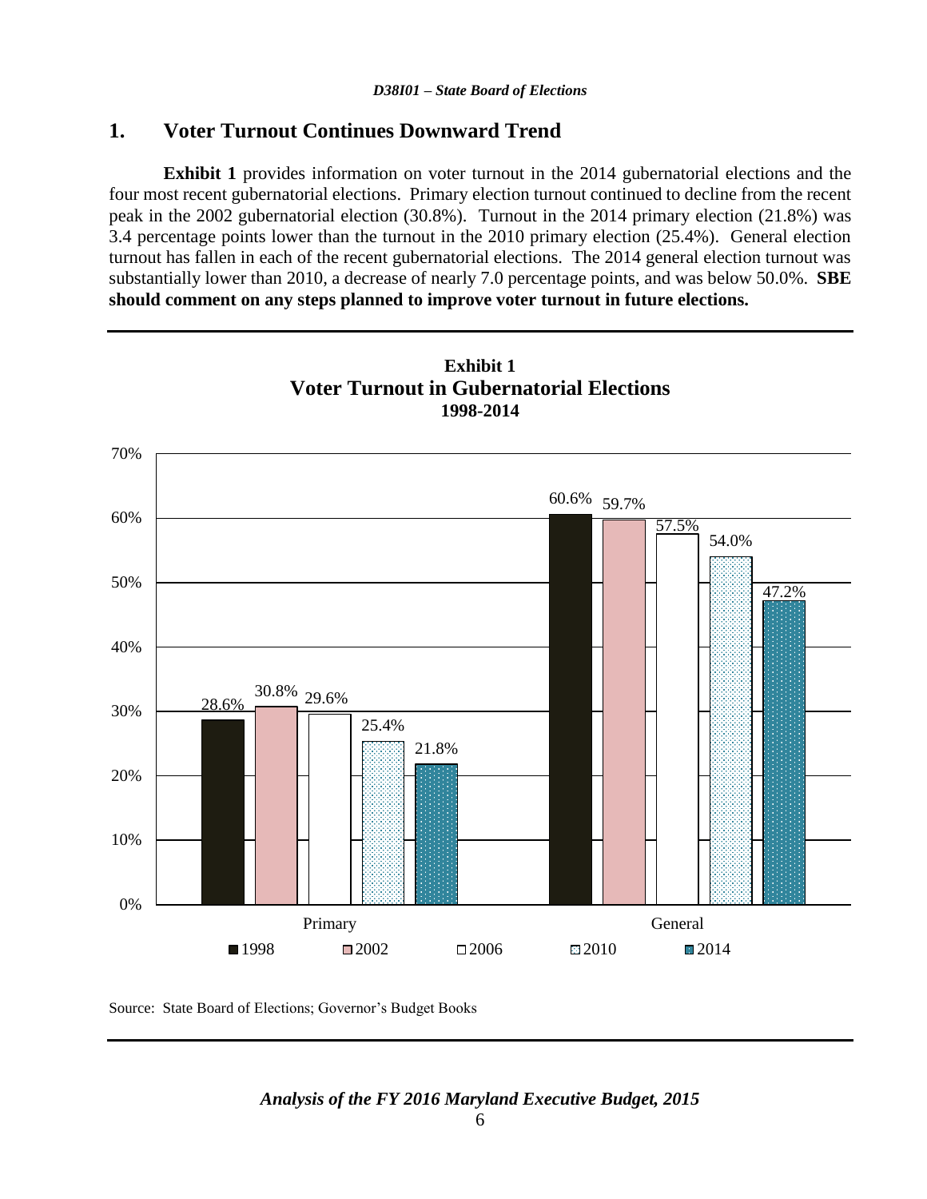## 1. Voter Turnout Continues Downward Trend

**Exhibit 1** provides information on voter turnout in the 2014 gubernatorial elections and the four most recent gubernatorial elections. Primary election turnout continued to decline from the recent peak in the 2002 gubernatorial election (30.8%). Turnout in the 2014 primary election (21.8%) was 3.4 percentage points lower than the turnout in the 2010 primary election (25.4%). General election turnout has fallen in each of the recent gubernatorial elections. The 2014 general election turnout was substantially lower than 2010, a decrease of nearly 7.0 percentage points, and was below 50.0%. **SBE should comment on any steps planned to improve voter turnout in future elections.**

**Exhibit 1**
**Voter Turnout in Gubernatorial Elections**
**1998-2014**

| | 1998 | 2002 | 2006 | 2010 | 2014 |
|---|---|---|---|---|---|
| Primary | 28.6% | 30.8% | 29.6% | 25.4% | 21.8% |
| General | 60.6% | 59.7% | 57.5% | 54.0% | 47.2% |

Source: State Board of Elections; Governor's Budget Books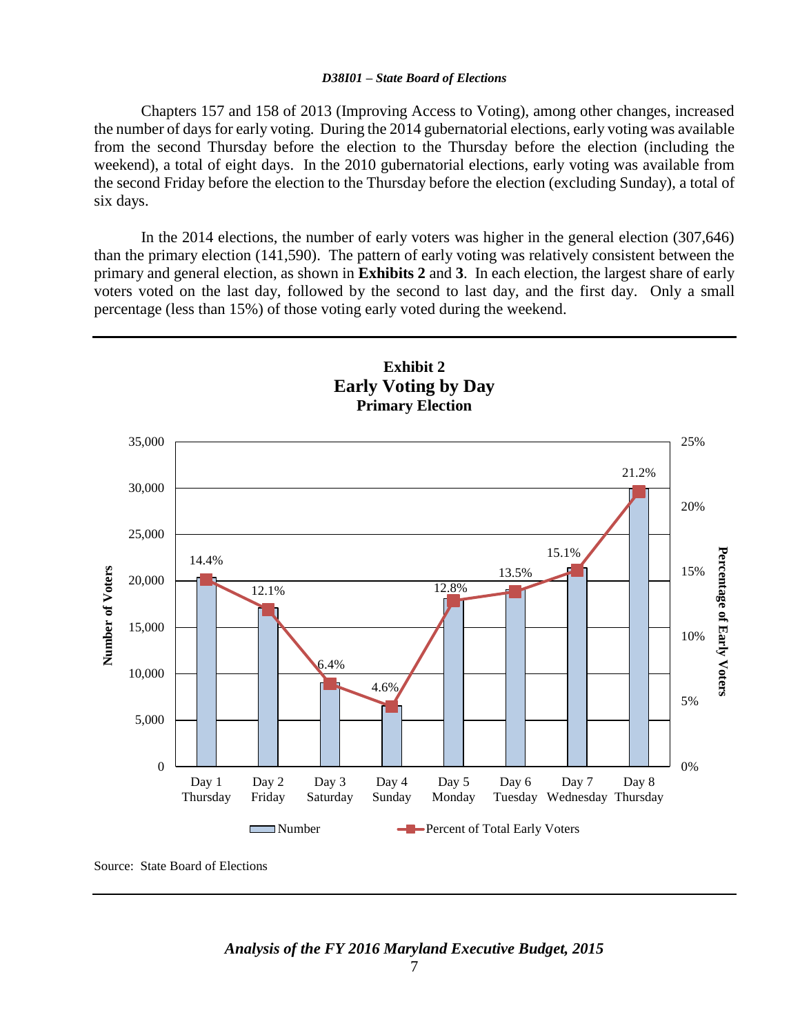Chapters 157 and 158 of 2013 (Improving Access to Voting), among other changes, increased the number of days for early voting. During the 2014 gubernatorial elections, early voting was available from the second Thursday before the election to the Thursday before the election (including the weekend), a total of eight days. In the 2010 gubernatorial elections, early voting was available from the second Friday before the election to the Thursday before the election (excluding Sunday), a total of six days.

In the 2014 elections, the number of early voters was higher in the general election (307,646) than the primary election (141,590). The pattern of early voting was relatively consistent between the primary and general election, as shown in **Exhibits 2** and **3**. In each election, the largest share of early voters voted on the last day, followed by the second to last day, and the first day. Only a small percentage (less than 15%) of those voting early voted during the weekend.

**Exhibit 2**
**Early Voting by Day**
**Primary Election**

| Day | Percent of Total Early Voters |
| --- | --- |
| Day 1 Thursday | 14.4% |
| Day 2 Friday | 12.1% |
| Day 3 Saturday | 6.4% |
| Day 4 Sunday | 4.6% |
| Day 5 Monday | 12.8% |
| Day 6 Tuesday | 13.5% |
| Day 7 Wednesday | 15.1% |
| Day 8 Thursday | 21.2% |

Source: State Board of Elections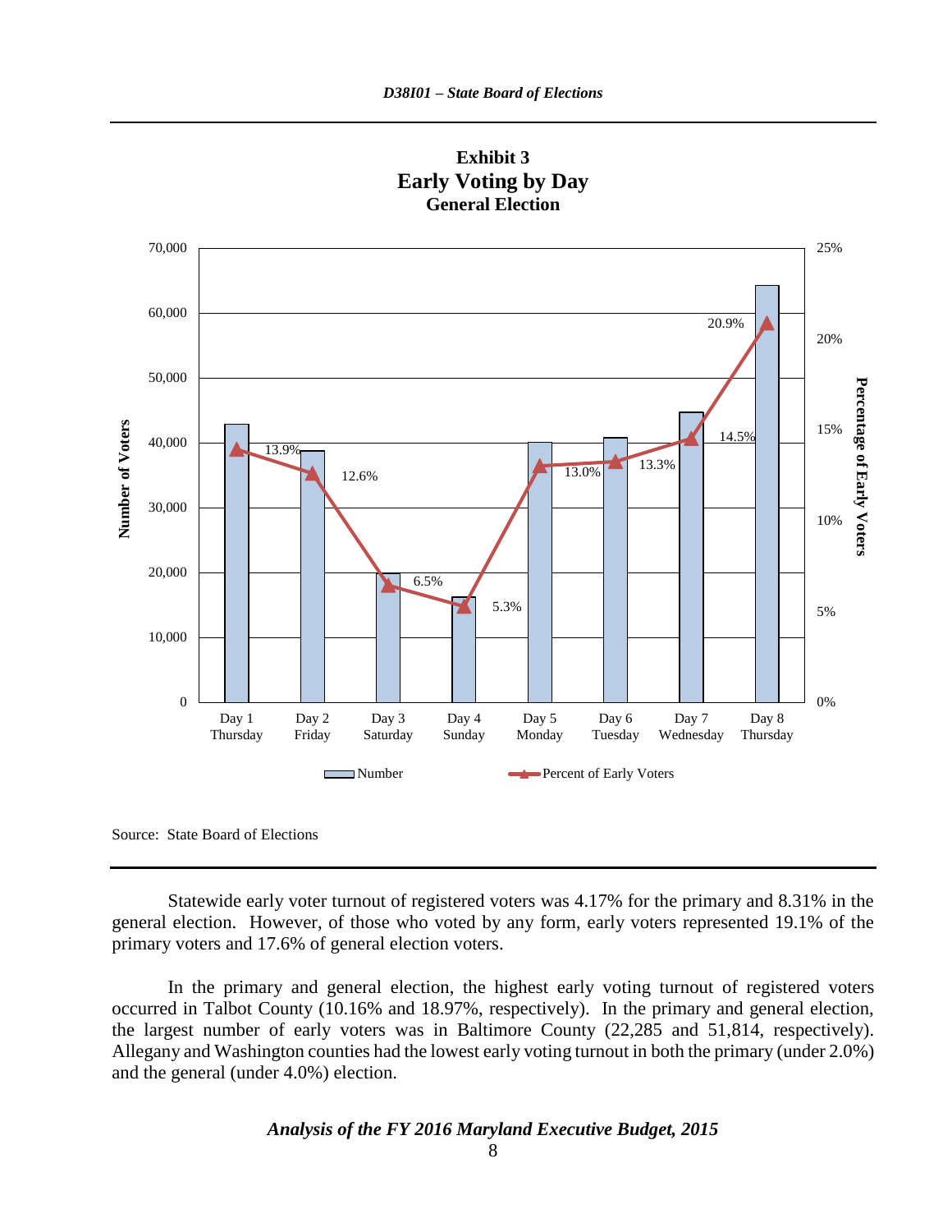**Exhibit 3**
**Early Voting by Day**
**General Election**

| Day | Percent of Early Voters |
|---|---|
| Day 1 Thursday | 13.9% |
| Day 2 Friday | 12.6% |
| Day 3 Saturday | 6.5% |
| Day 4 Sunday | 5.3% |
| Day 5 Monday | 13.0% |
| Day 6 Tuesday | 13.3% |
| Day 7 Wednesday | 14.5% |
| Day 8 Thursday | 20.9% |

Source: State Board of Elections

Statewide early voter turnout of registered voters was 4.17% for the primary and 8.31% in the general election. However, of those who voted by any form, early voters represented 19.1% of the primary voters and 17.6% of general election voters.

In the primary and general election, the highest early voting turnout of registered voters occurred in Talbot County (10.16% and 18.97%, respectively). In the primary and general election, the largest number of early voters was in Baltimore County (22,285 and 51,814, respectively). Allegany and Washington counties had the lowest early voting turnout in both the primary (under 2.0%) and the general (under 4.0%) election.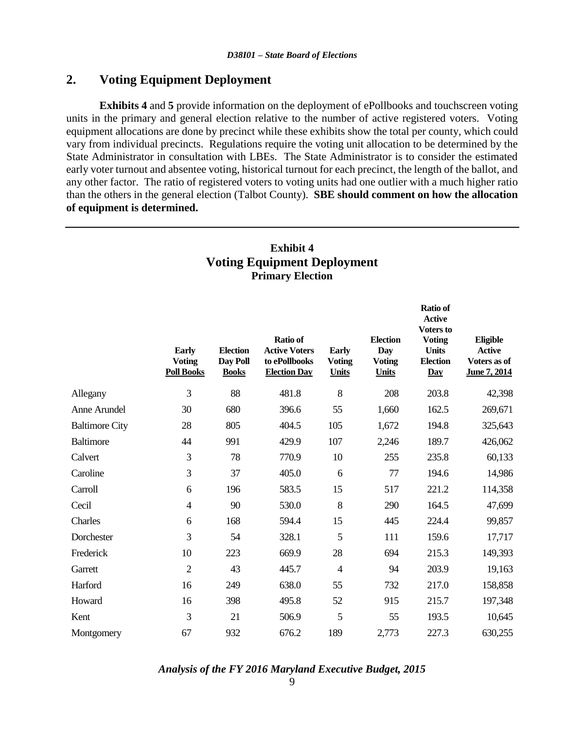## 2. Voting Equipment Deployment

**Exhibits 4** and **5** provide information on the deployment of ePollbooks and touchscreen voting units in the primary and general election relative to the number of active registered voters. Voting equipment allocations are done by precinct while these exhibits show the total per county, which could vary from individual precincts. Regulations require the voting unit allocation to be determined by the State Administrator in consultation with LBEs. The State Administrator is to consider the estimated early voter turnout and absentee voting, historical turnout for each precinct, the length of the ballot, and any other factor. The ratio of registered voters to voting units had one outlier with a much higher ratio than the others in the general election (Talbot County). **SBE should comment on how the allocation of equipment is determined.**

### Exhibit 4
### Voting Equipment Deployment
**Primary Election**

| | Early Voting Poll Books | Election Day Poll Books | Ratio of Active Voters to ePollbooks Election Day | Early Voting Units | Election Day Voting Units | Ratio of Active Voters to Voting Units Election Day | Eligible Active Voters as of June 7, 2014 |
|---|---|---|---|---|---|---|---|
| Allegany | 3 | 88 | 481.8 | 8 | 208 | 203.8 | 42,398 |
| Anne Arundel | 30 | 680 | 396.6 | 55 | 1,660 | 162.5 | 269,671 |
| Baltimore City | 28 | 805 | 404.5 | 105 | 1,672 | 194.8 | 325,643 |
| Baltimore | 44 | 991 | 429.9 | 107 | 2,246 | 189.7 | 426,062 |
| Calvert | 3 | 78 | 770.9 | 10 | 255 | 235.8 | 60,133 |
| Caroline | 3 | 37 | 405.0 | 6 | 77 | 194.6 | 14,986 |
| Carroll | 6 | 196 | 583.5 | 15 | 517 | 221.2 | 114,358 |
| Cecil | 4 | 90 | 530.0 | 8 | 290 | 164.5 | 47,699 |
| Charles | 6 | 168 | 594.4 | 15 | 445 | 224.4 | 99,857 |
| Dorchester | 3 | 54 | 328.1 | 5 | 111 | 159.6 | 17,717 |
| Frederick | 10 | 223 | 669.9 | 28 | 694 | 215.3 | 149,393 |
| Garrett | 2 | 43 | 445.7 | 4 | 94 | 203.9 | 19,163 |
| Harford | 16 | 249 | 638.0 | 55 | 732 | 217.0 | 158,858 |
| Howard | 16 | 398 | 495.8 | 52 | 915 | 215.7 | 197,348 |
| Kent | 3 | 21 | 506.9 | 5 | 55 | 193.5 | 10,645 |
| Montgomery | 67 | 932 | 676.2 | 189 | 2,773 | 227.3 | 630,255 |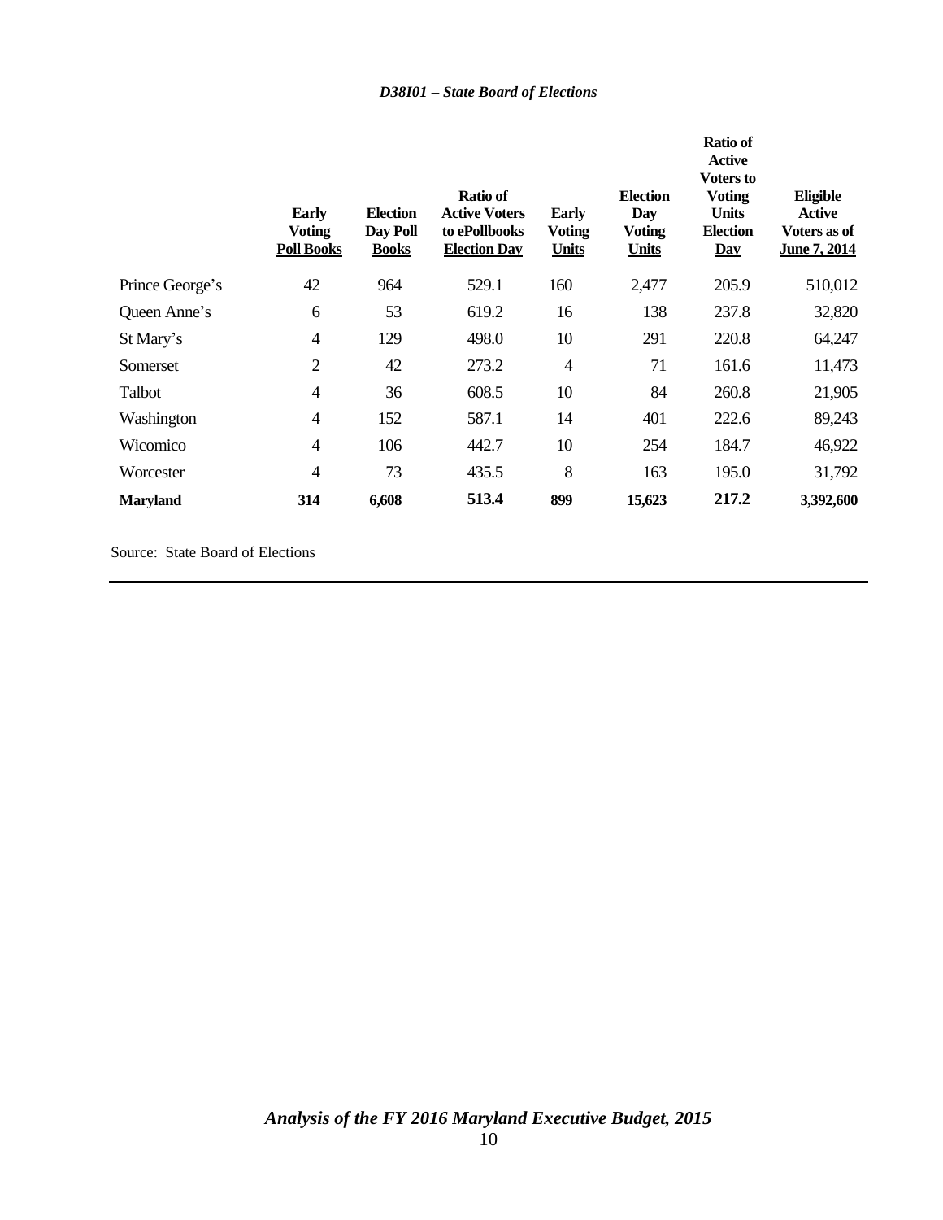| | Early Voting Poll Books | Election Day Poll Books | Ratio of Active Voters to ePollbooks Election Day | Early Voting Units | Election Day Voting Units | Ratio of Active Voters to Voting Units Election Day | Eligible Active Voters as of June 7, 2014 |
|---|---|---|---|---|---|---|---|
| Prince George's | 42 | 964 | 529.1 | 160 | 2,477 | 205.9 | 510,012 |
| Queen Anne's | 6 | 53 | 619.2 | 16 | 138 | 237.8 | 32,820 |
| St Mary's | 4 | 129 | 498.0 | 10 | 291 | 220.8 | 64,247 |
| Somerset | 2 | 42 | 273.2 | 4 | 71 | 161.6 | 11,473 |
| Talbot | 4 | 36 | 608.5 | 10 | 84 | 260.8 | 21,905 |
| Washington | 4 | 152 | 587.1 | 14 | 401 | 222.6 | 89,243 |
| Wicomico | 4 | 106 | 442.7 | 10 | 254 | 184.7 | 46,922 |
| Worcester | 4 | 73 | 435.5 | 8 | 163 | 195.0 | 31,792 |
| **Maryland** | **314** | **6,608** | **513.4** | **899** | **15,623** | **217.2** | **3,392,600** |

Source: State Board of Elections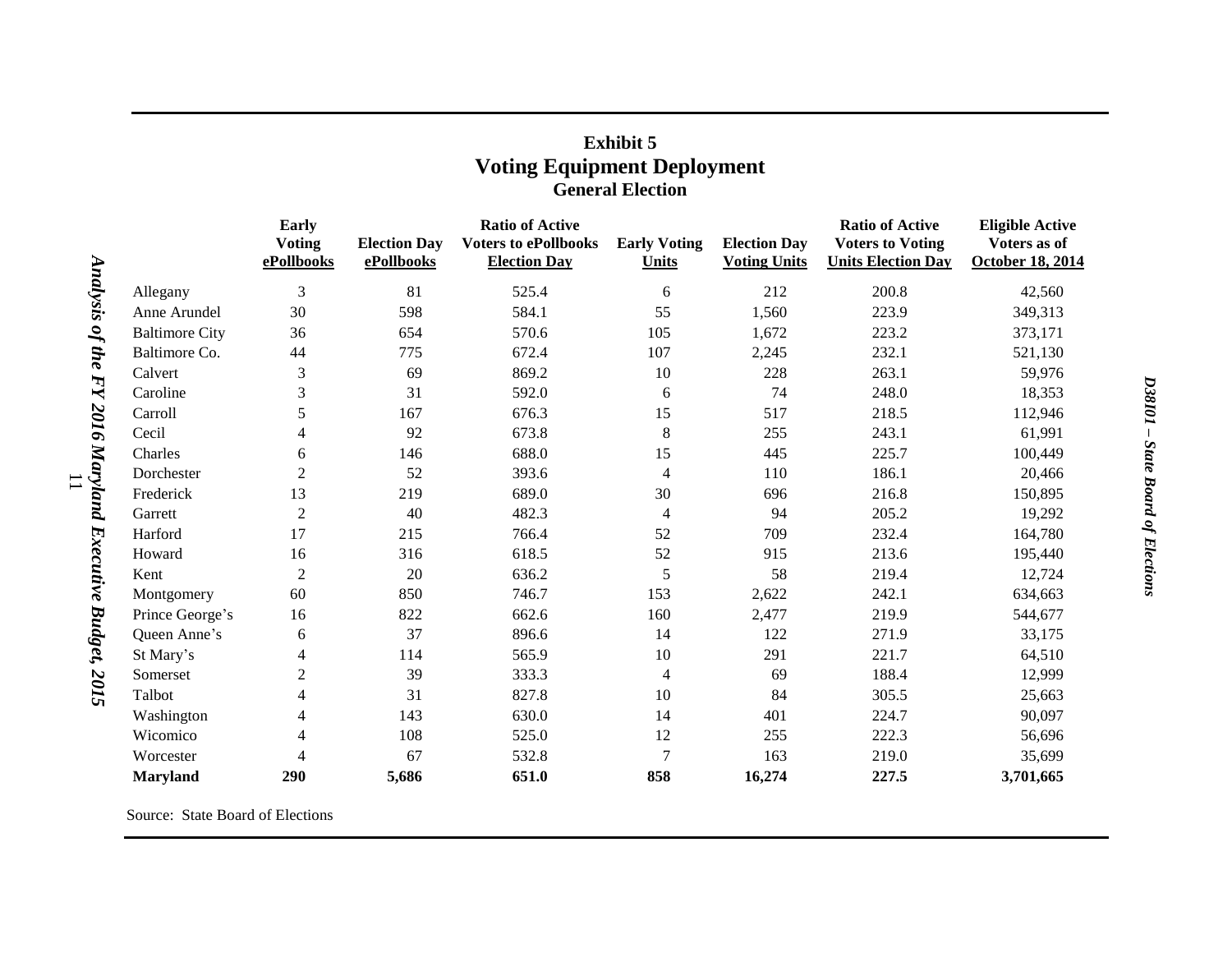### Exhibit 5
## Voting Equipment Deployment
### General Election

| | Early Voting ePollbooks | Election Day ePollbooks | Ratio of Active Voters to ePollbooks Election Day | Early Voting Units | Election Day Voting Units | Ratio of Active Voters to Voting Units Election Day | Eligible Active Voters as of October 18, 2014 |
|---|---|---|---|---|---|---|---|
| Allegany | 3 | 81 | 525.4 | 6 | 212 | 200.8 | 42,560 |
| Anne Arundel | 30 | 598 | 584.1 | 55 | 1,560 | 223.9 | 349,313 |
| Baltimore City | 36 | 654 | 570.6 | 105 | 1,672 | 223.2 | 373,171 |
| Baltimore Co. | 44 | 775 | 672.4 | 107 | 2,245 | 232.1 | 521,130 |
| Calvert | 3 | 69 | 869.2 | 10 | 228 | 263.1 | 59,976 |
| Caroline | 3 | 31 | 592.0 | 6 | 74 | 248.0 | 18,353 |
| Carroll | 5 | 167 | 676.3 | 15 | 517 | 218.5 | 112,946 |
| Cecil | 4 | 92 | 673.8 | 8 | 255 | 243.1 | 61,991 |
| Charles | 6 | 146 | 688.0 | 15 | 445 | 225.7 | 100,449 |
| Dorchester | 2 | 52 | 393.6 | 4 | 110 | 186.1 | 20,466 |
| Frederick | 13 | 219 | 689.0 | 30 | 696 | 216.8 | 150,895 |
| Garrett | 2 | 40 | 482.3 | 4 | 94 | 205.2 | 19,292 |
| Harford | 17 | 215 | 766.4 | 52 | 709 | 232.4 | 164,780 |
| Howard | 16 | 316 | 618.5 | 52 | 915 | 213.6 | 195,440 |
| Kent | 2 | 20 | 636.2 | 5 | 58 | 219.4 | 12,724 |
| Montgomery | 60 | 850 | 746.7 | 153 | 2,622 | 242.1 | 634,663 |
| Prince George's | 16 | 822 | 662.6 | 160 | 2,477 | 219.9 | 544,677 |
| Queen Anne's | 6 | 37 | 896.6 | 14 | 122 | 271.9 | 33,175 |
| St Mary's | 4 | 114 | 565.9 | 10 | 291 | 221.7 | 64,510 |
| Somerset | 2 | 39 | 333.3 | 4 | 69 | 188.4 | 12,999 |
| Talbot | 4 | 31 | 827.8 | 10 | 84 | 305.5 | 25,663 |
| Washington | 4 | 143 | 630.0 | 14 | 401 | 224.7 | 90,097 |
| Wicomico | 4 | 108 | 525.0 | 12 | 255 | 222.3 | 56,696 |
| Worcester | 4 | 67 | 532.8 | 7 | 163 | 219.0 | 35,699 |
| **Maryland** | **290** | **5,686** | **651.0** | **858** | **16,274** | **227.5** | **3,701,665** |

Source: State Board of Elections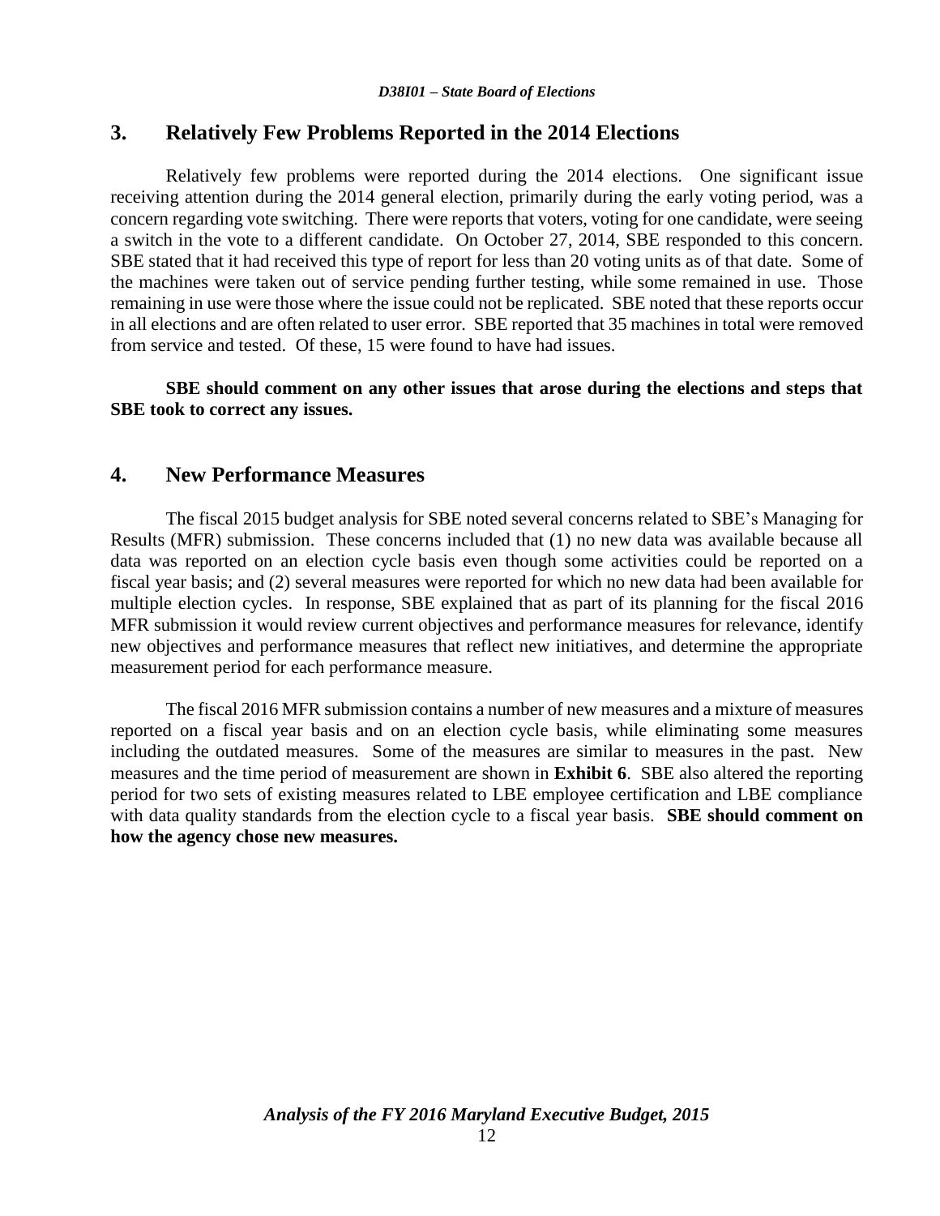## 3. Relatively Few Problems Reported in the 2014 Elections

Relatively few problems were reported during the 2014 elections. One significant issue receiving attention during the 2014 general election, primarily during the early voting period, was a concern regarding vote switching. There were reports that voters, voting for one candidate, were seeing a switch in the vote to a different candidate. On October 27, 2014, SBE responded to this concern. SBE stated that it had received this type of report for less than 20 voting units as of that date. Some of the machines were taken out of service pending further testing, while some remained in use. Those remaining in use were those where the issue could not be replicated. SBE noted that these reports occur in all elections and are often related to user error. SBE reported that 35 machines in total were removed from service and tested. Of these, 15 were found to have had issues.

**SBE should comment on any other issues that arose during the elections and steps that SBE took to correct any issues.**

## 4. New Performance Measures

The fiscal 2015 budget analysis for SBE noted several concerns related to SBE's Managing for Results (MFR) submission. These concerns included that (1) no new data was available because all data was reported on an election cycle basis even though some activities could be reported on a fiscal year basis; and (2) several measures were reported for which no new data had been available for multiple election cycles. In response, SBE explained that as part of its planning for the fiscal 2016 MFR submission it would review current objectives and performance measures for relevance, identify new objectives and performance measures that reflect new initiatives, and determine the appropriate measurement period for each performance measure.

The fiscal 2016 MFR submission contains a number of new measures and a mixture of measures reported on a fiscal year basis and on an election cycle basis, while eliminating some measures including the outdated measures. Some of the measures are similar to measures in the past. New measures and the time period of measurement are shown in **Exhibit 6**. SBE also altered the reporting period for two sets of existing measures related to LBE employee certification and LBE compliance with data quality standards from the election cycle to a fiscal year basis. **SBE should comment on how the agency chose new measures.**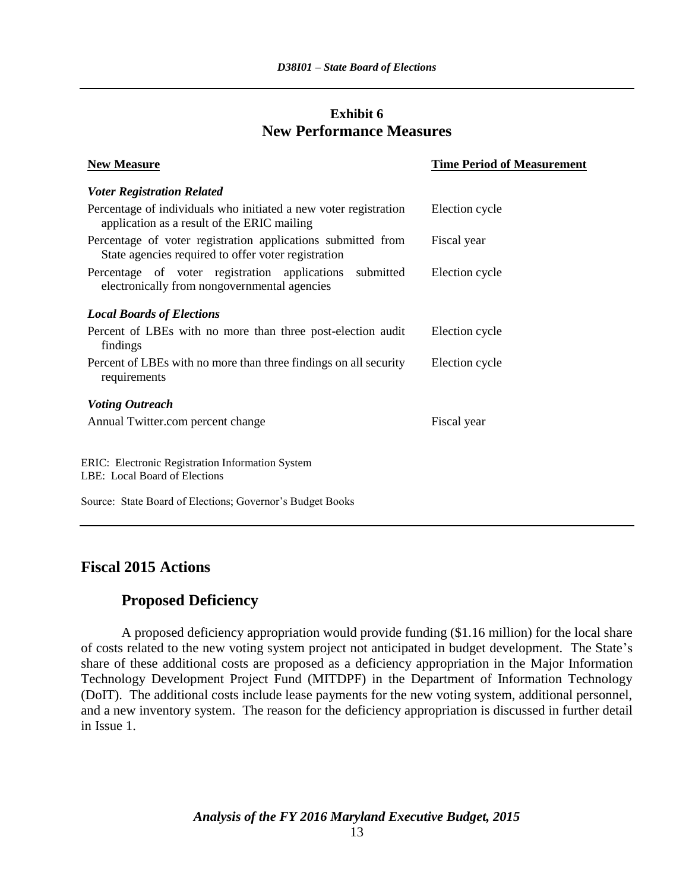**Exhibit 6**
**New Performance Measures**

| New Measure | Time Period of Measurement |
|---|---|
| ***Voter Registration Related*** | |
| Percentage of individuals who initiated a new voter registration application as a result of the ERIC mailing | Election cycle |
| Percentage of voter registration applications submitted from State agencies required to offer voter registration | Fiscal year |
| Percentage of voter registration applications submitted electronically from nongovernmental agencies | Election cycle |
| ***Local Boards of Elections*** | |
| Percent of LBEs with no more than three post-election audit findings | Election cycle |
| Percent of LBEs with no more than three findings on all security requirements | Election cycle |
| ***Voting Outreach*** | |
| Annual Twitter.com percent change | Fiscal year |

ERIC: Electronic Registration Information System
LBE: Local Board of Elections

Source: State Board of Elections; Governor's Budget Books

## Fiscal 2015 Actions

### Proposed Deficiency

A proposed deficiency appropriation would provide funding ($1.16 million) for the local share of costs related to the new voting system project not anticipated in budget development. The State's share of these additional costs are proposed as a deficiency appropriation in the Major Information Technology Development Project Fund (MITDPF) in the Department of Information Technology (DoIT). The additional costs include lease payments for the new voting system, additional personnel, and a new inventory system. The reason for the deficiency appropriation is discussed in further detail in Issue 1.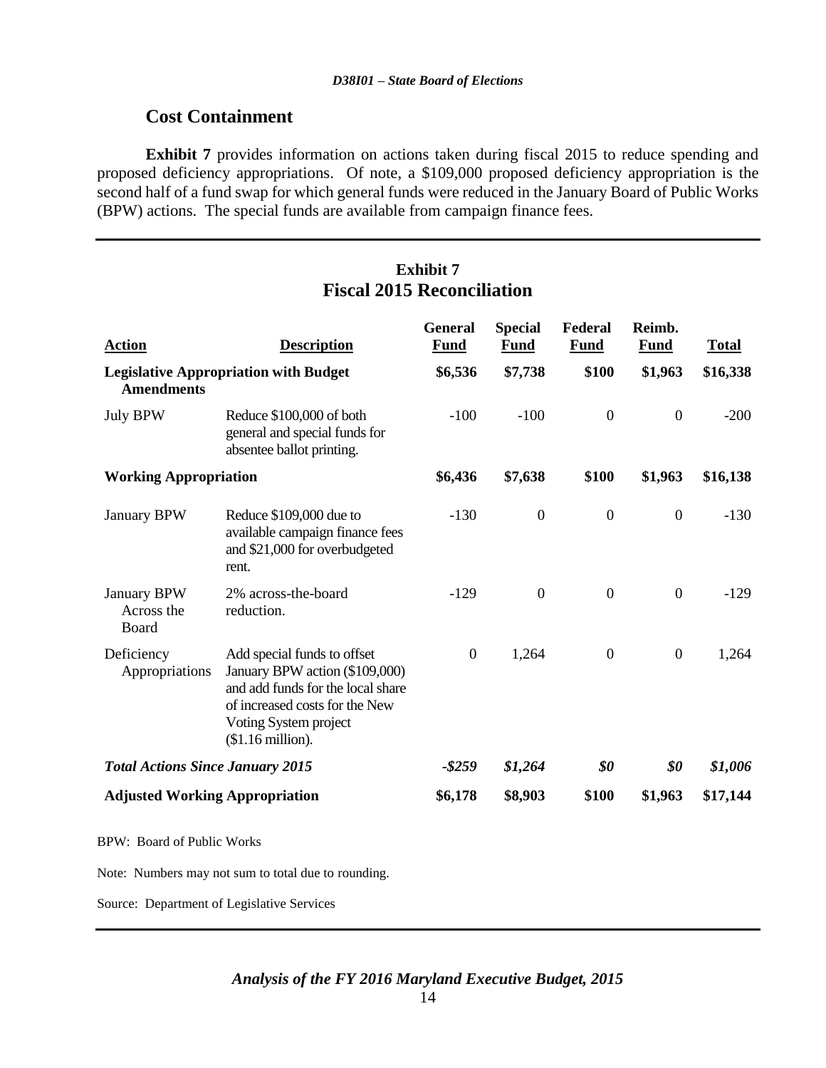## Cost Containment

**Exhibit 7** provides information on actions taken during fiscal 2015 to reduce spending and proposed deficiency appropriations. Of note, a $109,000 proposed deficiency appropriation is the second half of a fund swap for which general funds were reduced in the January Board of Public Works (BPW) actions. The special funds are available from campaign finance fees.

**Exhibit 7**
**Fiscal 2015 Reconciliation**

| Action | Description | General Fund | Special Fund | Federal Fund | Reimb. Fund | Total |
|---|---|---|---|---|---|---|
| **Legislative Appropriation with Budget Amendments** | | **$6,536** | **$7,738** | **$100** | **$1,963** | **$16,338** |
| July BPW | Reduce $100,000 of both general and special funds for absentee ballot printing. | -100 | -100 | 0 | 0 | -200 |
| **Working Appropriation** | | **$6,436** | **$7,638** | **$100** | **$1,963** | **$16,138** |
| January BPW | Reduce $109,000 due to available campaign finance fees and $21,000 for overbudgeted rent. | -130 | 0 | 0 | 0 | -130 |
| January BPW Across the Board | 2% across-the-board reduction. | -129 | 0 | 0 | 0 | -129 |
| Deficiency Appropriations | Add special funds to offset January BPW action ($109,000) and add funds for the local share of increased costs for the New Voting System project ($1.16 million). | 0 | 1,264 | 0 | 0 | 1,264 |
| ***Total Actions Since January 2015*** | | ***-$259*** | ***$1,264*** | ***$0*** | ***$0*** | ***$1,006*** |
| **Adjusted Working Appropriation** | | **$6,178** | **$8,903** | **$100** | **$1,963** | **$17,144** |

BPW: Board of Public Works

Note: Numbers may not sum to total due to rounding.

Source: Department of Legislative Services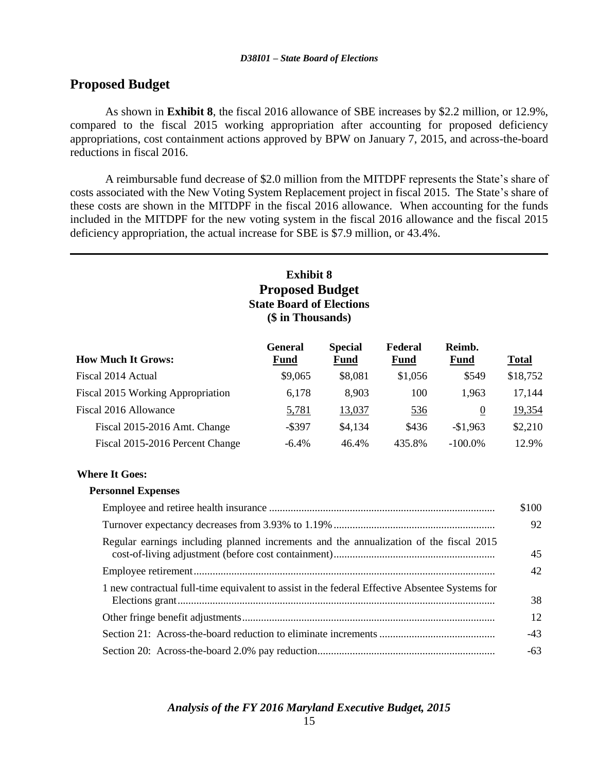## Proposed Budget

As shown in **Exhibit 8**, the fiscal 2016 allowance of SBE increases by $2.2 million, or 12.9%, compared to the fiscal 2015 working appropriation after accounting for proposed deficiency appropriations, cost containment actions approved by BPW on January 7, 2015, and across-the-board reductions in fiscal 2016.

A reimbursable fund decrease of $2.0 million from the MITDPF represents the State's share of costs associated with the New Voting System Replacement project in fiscal 2015. The State's share of these costs are shown in the MITDPF in the fiscal 2016 allowance. When accounting for the funds included in the MITDPF for the new voting system in the fiscal 2016 allowance and the fiscal 2015 deficiency appropriation, the actual increase for SBE is $7.9 million, or 43.4%.

**Exhibit 8**
**Proposed Budget**
**State Board of Elections**
**($ in Thousands)**

| How Much It Grows: | General Fund | Special Fund | Federal Fund | Reimb. Fund | Total |
|---|---|---|---|---|---|
| Fiscal 2014 Actual | $9,065 | $8,081 | $1,056 | $549 | $18,752 |
| Fiscal 2015 Working Appropriation | 6,178 | 8,903 | 100 | 1,963 | 17,144 |
| Fiscal 2016 Allowance | 5,781 | 13,037 | 536 | 0 | 19,354 |
| Fiscal 2015-2016 Amt. Change | -$397 | $4,134 | $436 | -$1,963 | $2,210 |
| Fiscal 2015-2016 Percent Change | -6.4% | 46.4% | 435.8% | -100.0% | 12.9% |

**Where It Goes:**

**Personnel Expenses**

| | |
|---|---|
| Employee and retiree health insurance | $100 |
| Turnover expectancy decreases from 3.93% to 1.19% | 92 |
| Regular earnings including planned increments and the annualization of the fiscal 2015 cost-of-living adjustment (before cost containment) | 45 |
| Employee retirement | 42 |
| 1 new contractual full-time equivalent to assist in the federal Effective Absentee Systems for Elections grant | 38 |
| Other fringe benefit adjustments | 12 |
| Section 21: Across-the-board reduction to eliminate increments | -43 |
| Section 20: Across-the-board 2.0% pay reduction | -63 |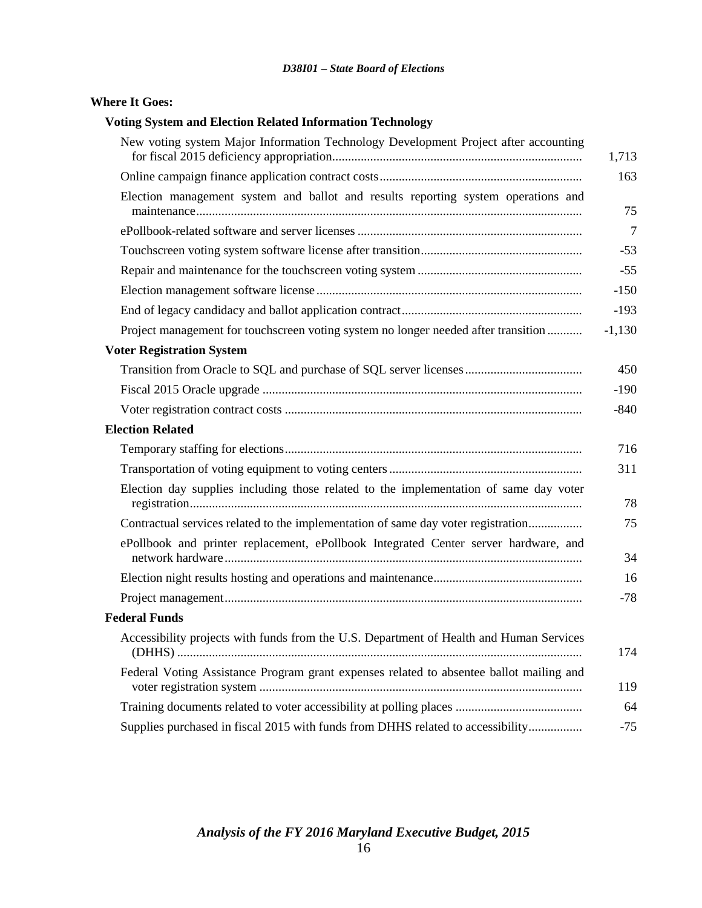**Where It Goes:**

| | |
|---|---|
| **Voting System and Election Related Information Technology** | |
| New voting system Major Information Technology Development Project after accounting for fiscal 2015 deficiency appropriation | 1,713 |
| Online campaign finance application contract costs | 163 |
| Election management system and ballot and results reporting system operations and maintenance | 75 |
| ePollbook-related software and server licenses | 7 |
| Touchscreen voting system software license after transition | -53 |
| Repair and maintenance for the touchscreen voting system | -55 |
| Election management software license | -150 |
| End of legacy candidacy and ballot application contract | -193 |
| Project management for touchscreen voting system no longer needed after transition | -1,130 |
| **Voter Registration System** | |
| Transition from Oracle to SQL and purchase of SQL server licenses | 450 |
| Fiscal 2015 Oracle upgrade | -190 |
| Voter registration contract costs | -840 |
| **Election Related** | |
| Temporary staffing for elections | 716 |
| Transportation of voting equipment to voting centers | 311 |
| Election day supplies including those related to the implementation of same day voter registration | 78 |
| Contractual services related to the implementation of same day voter registration | 75 |
| ePollbook and printer replacement, ePollbook Integrated Center server hardware, and network hardware | 34 |
| Election night results hosting and operations and maintenance | 16 |
| Project management | -78 |
| **Federal Funds** | |
| Accessibility projects with funds from the U.S. Department of Health and Human Services (DHHS) | 174 |
| Federal Voting Assistance Program grant expenses related to absentee ballot mailing and voter registration system | 119 |
| Training documents related to voter accessibility at polling places | 64 |
| Supplies purchased in fiscal 2015 with funds from DHHS related to accessibility | -75 |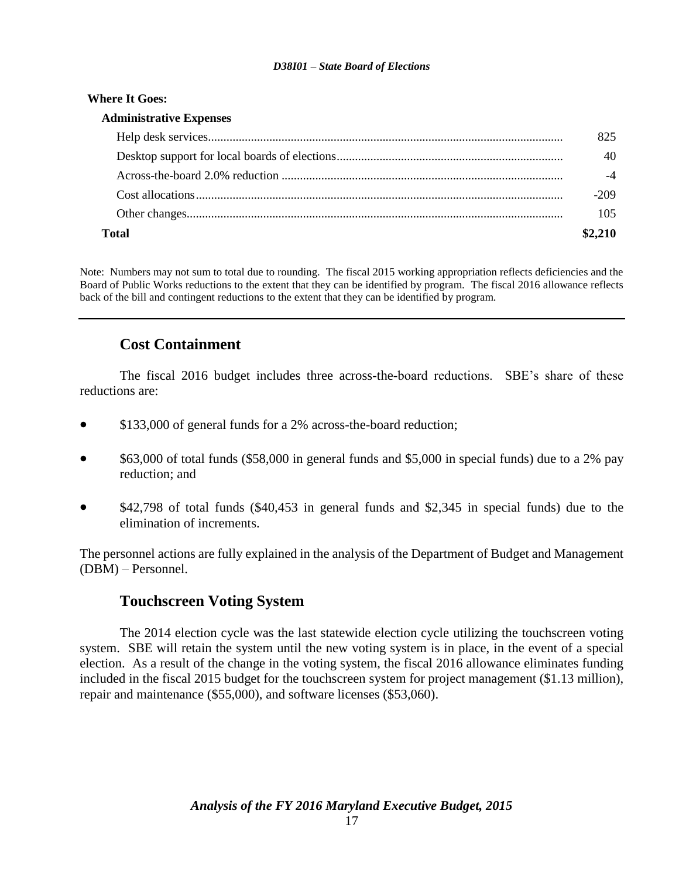**Where It Goes:**

| | |
|---|---:|
| **Administrative Expenses** | |
| Help desk services | 825 |
| Desktop support for local boards of elections | 40 |
| Across-the-board 2.0% reduction | -4 |
| Cost allocations | -209 |
| Other changes | 105 |
| **Total** | **$2,210** |

Note: Numbers may not sum to total due to rounding. The fiscal 2015 working appropriation reflects deficiencies and the Board of Public Works reductions to the extent that they can be identified by program. The fiscal 2016 allowance reflects back of the bill and contingent reductions to the extent that they can be identified by program.

## Cost Containment

The fiscal 2016 budget includes three across-the-board reductions. SBE's share of these reductions are:

- $133,000 of general funds for a 2% across-the-board reduction;
- $63,000 of total funds ($58,000 in general funds and $5,000 in special funds) due to a 2% pay reduction; and
- $42,798 of total funds ($40,453 in general funds and $2,345 in special funds) due to the elimination of increments.

The personnel actions are fully explained in the analysis of the Department of Budget and Management (DBM) – Personnel.

## Touchscreen Voting System

The 2014 election cycle was the last statewide election cycle utilizing the touchscreen voting system. SBE will retain the system until the new voting system is in place, in the event of a special election. As a result of the change in the voting system, the fiscal 2016 allowance eliminates funding included in the fiscal 2015 budget for the touchscreen system for project management ($1.13 million), repair and maintenance ($55,000), and software licenses ($53,060).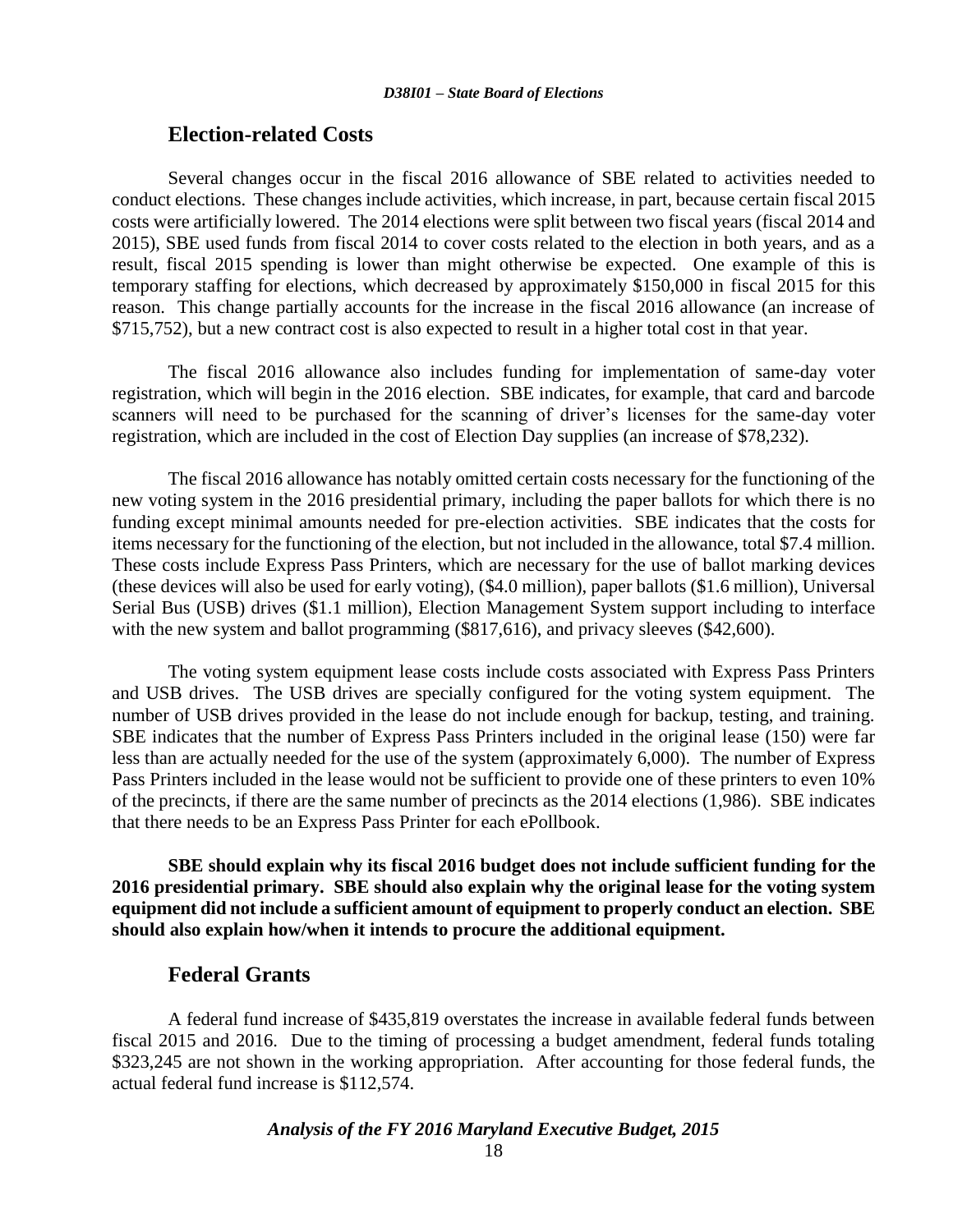## Election-related Costs

Several changes occur in the fiscal 2016 allowance of SBE related to activities needed to conduct elections. These changes include activities, which increase, in part, because certain fiscal 2015 costs were artificially lowered. The 2014 elections were split between two fiscal years (fiscal 2014 and 2015), SBE used funds from fiscal 2014 to cover costs related to the election in both years, and as a result, fiscal 2015 spending is lower than might otherwise be expected. One example of this is temporary staffing for elections, which decreased by approximately $150,000 in fiscal 2015 for this reason. This change partially accounts for the increase in the fiscal 2016 allowance (an increase of $715,752), but a new contract cost is also expected to result in a higher total cost in that year.

The fiscal 2016 allowance also includes funding for implementation of same-day voter registration, which will begin in the 2016 election. SBE indicates, for example, that card and barcode scanners will need to be purchased for the scanning of driver's licenses for the same-day voter registration, which are included in the cost of Election Day supplies (an increase of $78,232).

The fiscal 2016 allowance has notably omitted certain costs necessary for the functioning of the new voting system in the 2016 presidential primary, including the paper ballots for which there is no funding except minimal amounts needed for pre-election activities. SBE indicates that the costs for items necessary for the functioning of the election, but not included in the allowance, total $7.4 million. These costs include Express Pass Printers, which are necessary for the use of ballot marking devices (these devices will also be used for early voting), ($4.0 million), paper ballots ($1.6 million), Universal Serial Bus (USB) drives ($1.1 million), Election Management System support including to interface with the new system and ballot programming ($817,616), and privacy sleeves ($42,600).

The voting system equipment lease costs include costs associated with Express Pass Printers and USB drives. The USB drives are specially configured for the voting system equipment. The number of USB drives provided in the lease do not include enough for backup, testing, and training. SBE indicates that the number of Express Pass Printers included in the original lease (150) were far less than are actually needed for the use of the system (approximately 6,000). The number of Express Pass Printers included in the lease would not be sufficient to provide one of these printers to even 10% of the precincts, if there are the same number of precincts as the 2014 elections (1,986). SBE indicates that there needs to be an Express Pass Printer for each ePollbook.

**SBE should explain why its fiscal 2016 budget does not include sufficient funding for the 2016 presidential primary. SBE should also explain why the original lease for the voting system equipment did not include a sufficient amount of equipment to properly conduct an election. SBE should also explain how/when it intends to procure the additional equipment.**

## Federal Grants

A federal fund increase of $435,819 overstates the increase in available federal funds between fiscal 2015 and 2016. Due to the timing of processing a budget amendment, federal funds totaling $323,245 are not shown in the working appropriation. After accounting for those federal funds, the actual federal fund increase is $112,574.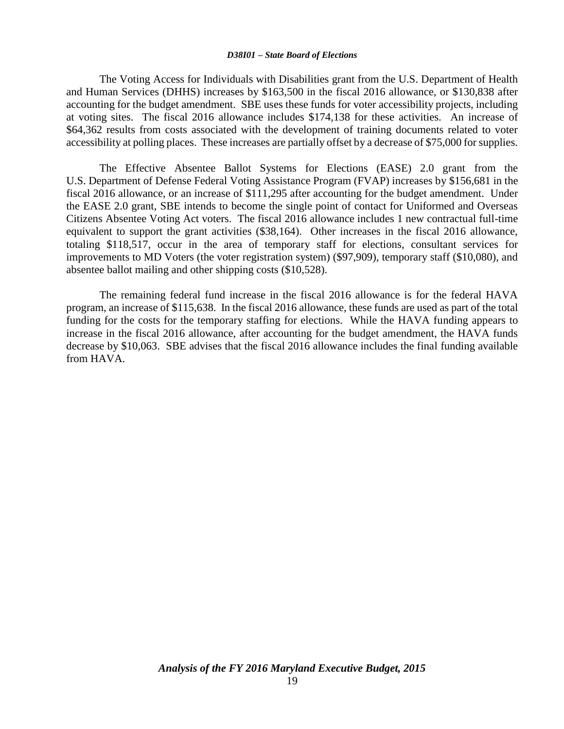The Voting Access for Individuals with Disabilities grant from the U.S. Department of Health and Human Services (DHHS) increases by $163,500 in the fiscal 2016 allowance, or $130,838 after accounting for the budget amendment. SBE uses these funds for voter accessibility projects, including at voting sites. The fiscal 2016 allowance includes $174,138 for these activities. An increase of $64,362 results from costs associated with the development of training documents related to voter accessibility at polling places. These increases are partially offset by a decrease of $75,000 for supplies.

The Effective Absentee Ballot Systems for Elections (EASE) 2.0 grant from the U.S. Department of Defense Federal Voting Assistance Program (FVAP) increases by $156,681 in the fiscal 2016 allowance, or an increase of $111,295 after accounting for the budget amendment. Under the EASE 2.0 grant, SBE intends to become the single point of contact for Uniformed and Overseas Citizens Absentee Voting Act voters. The fiscal 2016 allowance includes 1 new contractual full-time equivalent to support the grant activities ($38,164). Other increases in the fiscal 2016 allowance, totaling $118,517, occur in the area of temporary staff for elections, consultant services for improvements to MD Voters (the voter registration system) ($97,909), temporary staff ($10,080), and absentee ballot mailing and other shipping costs ($10,528).

The remaining federal fund increase in the fiscal 2016 allowance is for the federal HAVA program, an increase of $115,638. In the fiscal 2016 allowance, these funds are used as part of the total funding for the costs for the temporary staffing for elections. While the HAVA funding appears to increase in the fiscal 2016 allowance, after accounting for the budget amendment, the HAVA funds decrease by $10,063. SBE advises that the fiscal 2016 allowance includes the final funding available from HAVA.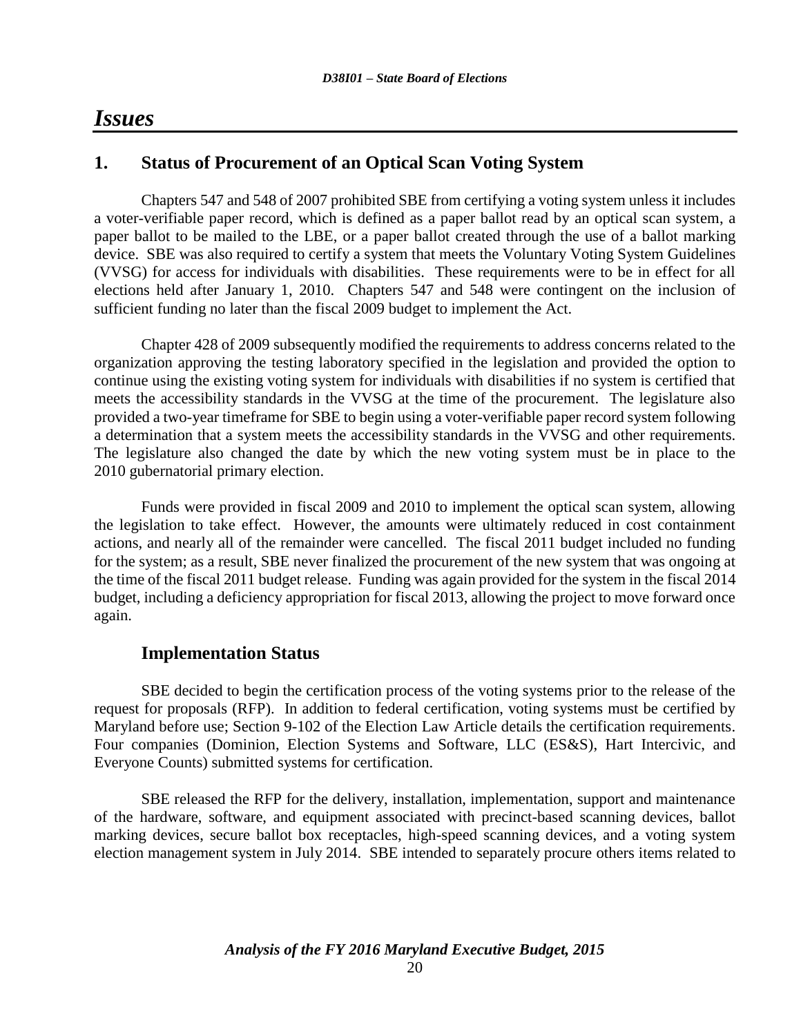# *Issues*

## 1. Status of Procurement of an Optical Scan Voting System

Chapters 547 and 548 of 2007 prohibited SBE from certifying a voting system unless it includes a voter-verifiable paper record, which is defined as a paper ballot read by an optical scan system, a paper ballot to be mailed to the LBE, or a paper ballot created through the use of a ballot marking device. SBE was also required to certify a system that meets the Voluntary Voting System Guidelines (VVSG) for access for individuals with disabilities. These requirements were to be in effect for all elections held after January 1, 2010. Chapters 547 and 548 were contingent on the inclusion of sufficient funding no later than the fiscal 2009 budget to implement the Act.

Chapter 428 of 2009 subsequently modified the requirements to address concerns related to the organization approving the testing laboratory specified in the legislation and provided the option to continue using the existing voting system for individuals with disabilities if no system is certified that meets the accessibility standards in the VVSG at the time of the procurement. The legislature also provided a two-year timeframe for SBE to begin using a voter-verifiable paper record system following a determination that a system meets the accessibility standards in the VVSG and other requirements. The legislature also changed the date by which the new voting system must be in place to the 2010 gubernatorial primary election.

Funds were provided in fiscal 2009 and 2010 to implement the optical scan system, allowing the legislation to take effect. However, the amounts were ultimately reduced in cost containment actions, and nearly all of the remainder were cancelled. The fiscal 2011 budget included no funding for the system; as a result, SBE never finalized the procurement of the new system that was ongoing at the time of the fiscal 2011 budget release. Funding was again provided for the system in the fiscal 2014 budget, including a deficiency appropriation for fiscal 2013, allowing the project to move forward once again.

### Implementation Status

SBE decided to begin the certification process of the voting systems prior to the release of the request for proposals (RFP). In addition to federal certification, voting systems must be certified by Maryland before use; Section 9-102 of the Election Law Article details the certification requirements. Four companies (Dominion, Election Systems and Software, LLC (ES&S), Hart Intercivic, and Everyone Counts) submitted systems for certification.

SBE released the RFP for the delivery, installation, implementation, support and maintenance of the hardware, software, and equipment associated with precinct-based scanning devices, ballot marking devices, secure ballot box receptacles, high-speed scanning devices, and a voting system election management system in July 2014. SBE intended to separately procure others items related to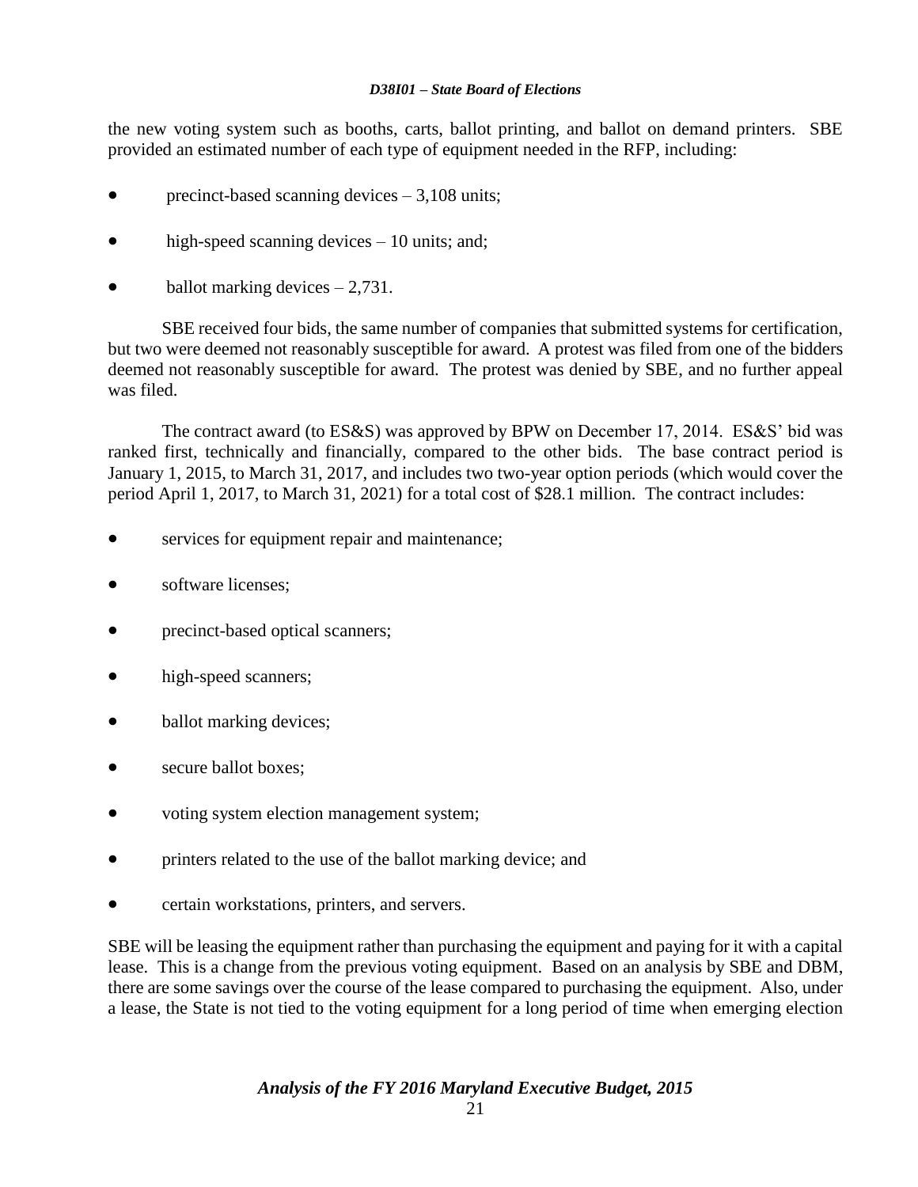the new voting system such as booths, carts, ballot printing, and ballot on demand printers. SBE provided an estimated number of each type of equipment needed in the RFP, including:

- precinct-based scanning devices – 3,108 units;
- high-speed scanning devices – 10 units; and;
- ballot marking devices – 2,731.

SBE received four bids, the same number of companies that submitted systems for certification, but two were deemed not reasonably susceptible for award. A protest was filed from one of the bidders deemed not reasonably susceptible for award. The protest was denied by SBE, and no further appeal was filed.

The contract award (to ES&S) was approved by BPW on December 17, 2014. ES&S' bid was ranked first, technically and financially, compared to the other bids. The base contract period is January 1, 2015, to March 31, 2017, and includes two two-year option periods (which would cover the period April 1, 2017, to March 31, 2021) for a total cost of $28.1 million. The contract includes:

- services for equipment repair and maintenance;
- software licenses;
- precinct-based optical scanners;
- high-speed scanners;
- ballot marking devices;
- secure ballot boxes;
- voting system election management system;
- printers related to the use of the ballot marking device; and
- certain workstations, printers, and servers.

SBE will be leasing the equipment rather than purchasing the equipment and paying for it with a capital lease. This is a change from the previous voting equipment. Based on an analysis by SBE and DBM, there are some savings over the course of the lease compared to purchasing the equipment. Also, under a lease, the State is not tied to the voting equipment for a long period of time when emerging election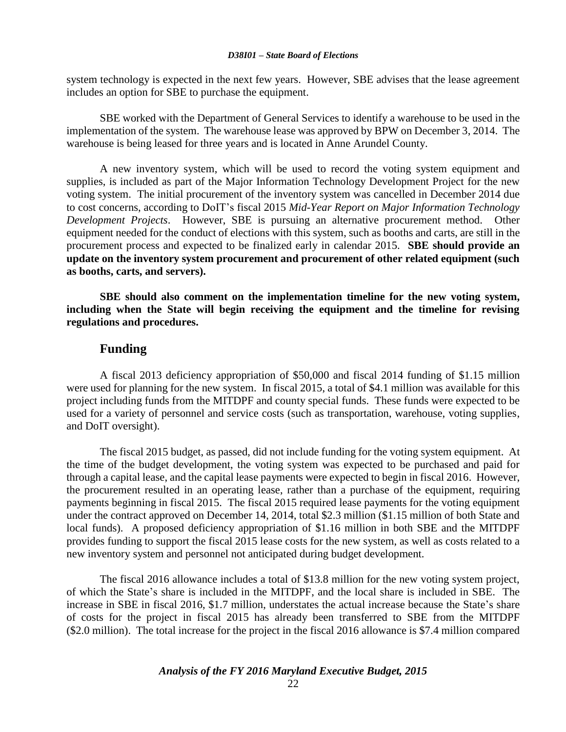system technology is expected in the next few years. However, SBE advises that the lease agreement includes an option for SBE to purchase the equipment.

SBE worked with the Department of General Services to identify a warehouse to be used in the implementation of the system. The warehouse lease was approved by BPW on December 3, 2014. The warehouse is being leased for three years and is located in Anne Arundel County.

A new inventory system, which will be used to record the voting system equipment and supplies, is included as part of the Major Information Technology Development Project for the new voting system. The initial procurement of the inventory system was cancelled in December 2014 due to cost concerns, according to DoIT's fiscal 2015 *Mid-Year Report on Major Information Technology Development Projects*. However, SBE is pursuing an alternative procurement method. Other equipment needed for the conduct of elections with this system, such as booths and carts, are still in the procurement process and expected to be finalized early in calendar 2015. **SBE should provide an update on the inventory system procurement and procurement of other related equipment (such as booths, carts, and servers).**

**SBE should also comment on the implementation timeline for the new voting system, including when the State will begin receiving the equipment and the timeline for revising regulations and procedures.**

## Funding

A fiscal 2013 deficiency appropriation of $50,000 and fiscal 2014 funding of $1.15 million were used for planning for the new system. In fiscal 2015, a total of $4.1 million was available for this project including funds from the MITDPF and county special funds. These funds were expected to be used for a variety of personnel and service costs (such as transportation, warehouse, voting supplies, and DoIT oversight).

The fiscal 2015 budget, as passed, did not include funding for the voting system equipment. At the time of the budget development, the voting system was expected to be purchased and paid for through a capital lease, and the capital lease payments were expected to begin in fiscal 2016. However, the procurement resulted in an operating lease, rather than a purchase of the equipment, requiring payments beginning in fiscal 2015. The fiscal 2015 required lease payments for the voting equipment under the contract approved on December 14, 2014, total $2.3 million ($1.15 million of both State and local funds). A proposed deficiency appropriation of $1.16 million in both SBE and the MITDPF provides funding to support the fiscal 2015 lease costs for the new system, as well as costs related to a new inventory system and personnel not anticipated during budget development.

The fiscal 2016 allowance includes a total of $13.8 million for the new voting system project, of which the State's share is included in the MITDPF, and the local share is included in SBE. The increase in SBE in fiscal 2016, $1.7 million, understates the actual increase because the State's share of costs for the project in fiscal 2015 has already been transferred to SBE from the MITDPF ($2.0 million). The total increase for the project in the fiscal 2016 allowance is $7.4 million compared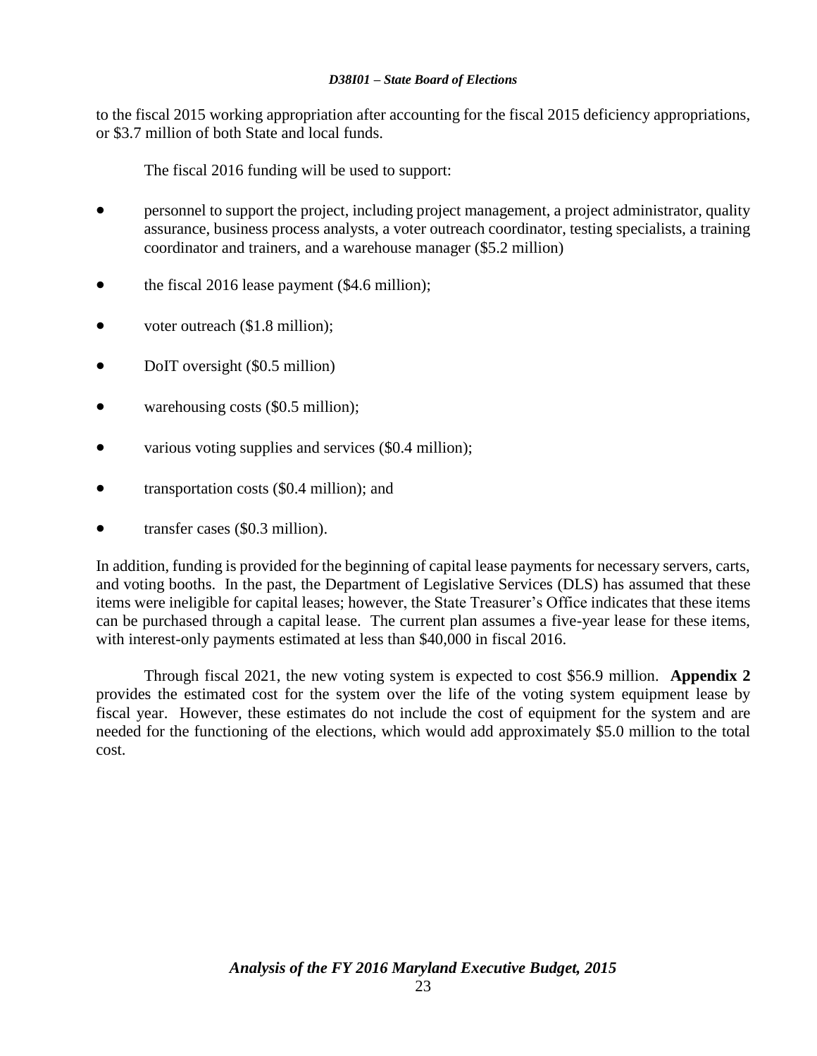to the fiscal 2015 working appropriation after accounting for the fiscal 2015 deficiency appropriations, or $3.7 million of both State and local funds.

The fiscal 2016 funding will be used to support:

- personnel to support the project, including project management, a project administrator, quality assurance, business process analysts, a voter outreach coordinator, testing specialists, a training coordinator and trainers, and a warehouse manager ($5.2 million)
- the fiscal 2016 lease payment ($4.6 million);
- voter outreach ($1.8 million);
- DoIT oversight ($0.5 million)
- warehousing costs ($0.5 million);
- various voting supplies and services ($0.4 million);
- transportation costs ($0.4 million); and
- transfer cases ($0.3 million).

In addition, funding is provided for the beginning of capital lease payments for necessary servers, carts, and voting booths. In the past, the Department of Legislative Services (DLS) has assumed that these items were ineligible for capital leases; however, the State Treasurer's Office indicates that these items can be purchased through a capital lease. The current plan assumes a five-year lease for these items, with interest-only payments estimated at less than $40,000 in fiscal 2016.

Through fiscal 2021, the new voting system is expected to cost $56.9 million. **Appendix 2** provides the estimated cost for the system over the life of the voting system equipment lease by fiscal year. However, these estimates do not include the cost of equipment for the system and are needed for the functioning of the elections, which would add approximately $5.0 million to the total cost.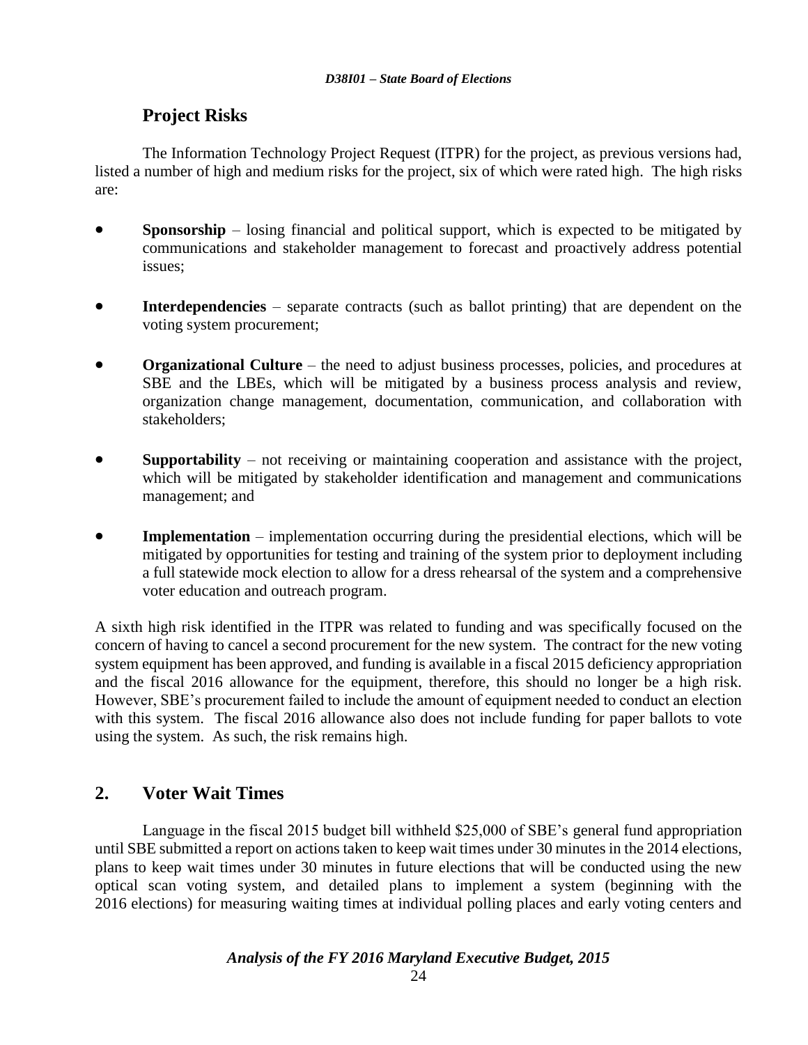### Project Risks

The Information Technology Project Request (ITPR) for the project, as previous versions had, listed a number of high and medium risks for the project, six of which were rated high. The high risks are:

- **Sponsorship** – losing financial and political support, which is expected to be mitigated by communications and stakeholder management to forecast and proactively address potential issues;

- **Interdependencies** – separate contracts (such as ballot printing) that are dependent on the voting system procurement;

- **Organizational Culture** – the need to adjust business processes, policies, and procedures at SBE and the LBEs, which will be mitigated by a business process analysis and review, organization change management, documentation, communication, and collaboration with stakeholders;

- **Supportability** – not receiving or maintaining cooperation and assistance with the project, which will be mitigated by stakeholder identification and management and communications management; and

- **Implementation** – implementation occurring during the presidential elections, which will be mitigated by opportunities for testing and training of the system prior to deployment including a full statewide mock election to allow for a dress rehearsal of the system and a comprehensive voter education and outreach program.

A sixth high risk identified in the ITPR was related to funding and was specifically focused on the concern of having to cancel a second procurement for the new system. The contract for the new voting system equipment has been approved, and funding is available in a fiscal 2015 deficiency appropriation and the fiscal 2016 allowance for the equipment, therefore, this should no longer be a high risk. However, SBE's procurement failed to include the amount of equipment needed to conduct an election with this system. The fiscal 2016 allowance also does not include funding for paper ballots to vote using the system. As such, the risk remains high.

## 2. Voter Wait Times

Language in the fiscal 2015 budget bill withheld $25,000 of SBE's general fund appropriation until SBE submitted a report on actions taken to keep wait times under 30 minutes in the 2014 elections, plans to keep wait times under 30 minutes in future elections that will be conducted using the new optical scan voting system, and detailed plans to implement a system (beginning with the 2016 elections) for measuring waiting times at individual polling places and early voting centers and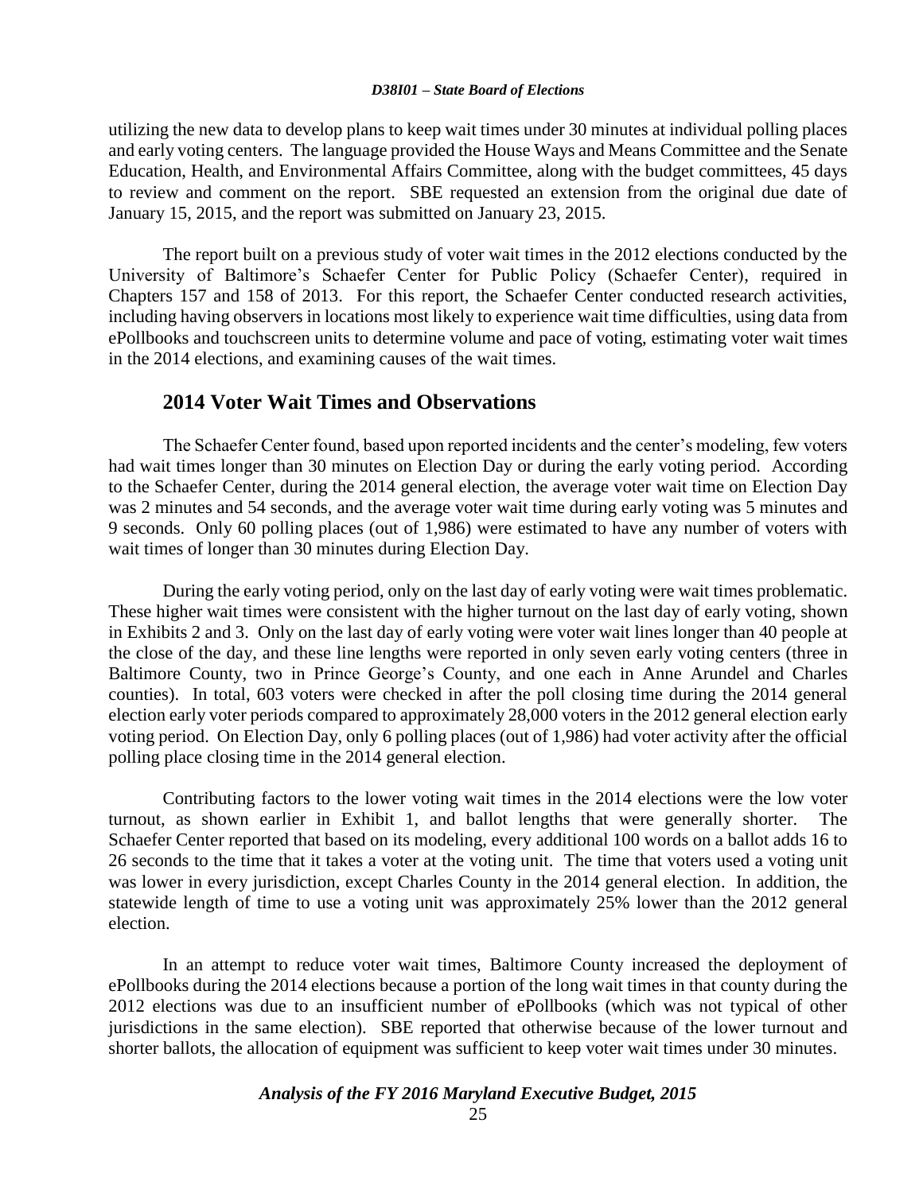utilizing the new data to develop plans to keep wait times under 30 minutes at individual polling places and early voting centers. The language provided the House Ways and Means Committee and the Senate Education, Health, and Environmental Affairs Committee, along with the budget committees, 45 days to review and comment on the report. SBE requested an extension from the original due date of January 15, 2015, and the report was submitted on January 23, 2015.

The report built on a previous study of voter wait times in the 2012 elections conducted by the University of Baltimore's Schaefer Center for Public Policy (Schaefer Center), required in Chapters 157 and 158 of 2013. For this report, the Schaefer Center conducted research activities, including having observers in locations most likely to experience wait time difficulties, using data from ePollbooks and touchscreen units to determine volume and pace of voting, estimating voter wait times in the 2014 elections, and examining causes of the wait times.

## 2014 Voter Wait Times and Observations

The Schaefer Center found, based upon reported incidents and the center's modeling, few voters had wait times longer than 30 minutes on Election Day or during the early voting period. According to the Schaefer Center, during the 2014 general election, the average voter wait time on Election Day was 2 minutes and 54 seconds, and the average voter wait time during early voting was 5 minutes and 9 seconds. Only 60 polling places (out of 1,986) were estimated to have any number of voters with wait times of longer than 30 minutes during Election Day.

During the early voting period, only on the last day of early voting were wait times problematic. These higher wait times were consistent with the higher turnout on the last day of early voting, shown in Exhibits 2 and 3. Only on the last day of early voting were voter wait lines longer than 40 people at the close of the day, and these line lengths were reported in only seven early voting centers (three in Baltimore County, two in Prince George's County, and one each in Anne Arundel and Charles counties). In total, 603 voters were checked in after the poll closing time during the 2014 general election early voter periods compared to approximately 28,000 voters in the 2012 general election early voting period. On Election Day, only 6 polling places (out of 1,986) had voter activity after the official polling place closing time in the 2014 general election.

Contributing factors to the lower voting wait times in the 2014 elections were the low voter turnout, as shown earlier in Exhibit 1, and ballot lengths that were generally shorter. The Schaefer Center reported that based on its modeling, every additional 100 words on a ballot adds 16 to 26 seconds to the time that it takes a voter at the voting unit. The time that voters used a voting unit was lower in every jurisdiction, except Charles County in the 2014 general election. In addition, the statewide length of time to use a voting unit was approximately 25% lower than the 2012 general election.

In an attempt to reduce voter wait times, Baltimore County increased the deployment of ePollbooks during the 2014 elections because a portion of the long wait times in that county during the 2012 elections was due to an insufficient number of ePollbooks (which was not typical of other jurisdictions in the same election). SBE reported that otherwise because of the lower turnout and shorter ballots, the allocation of equipment was sufficient to keep voter wait times under 30 minutes.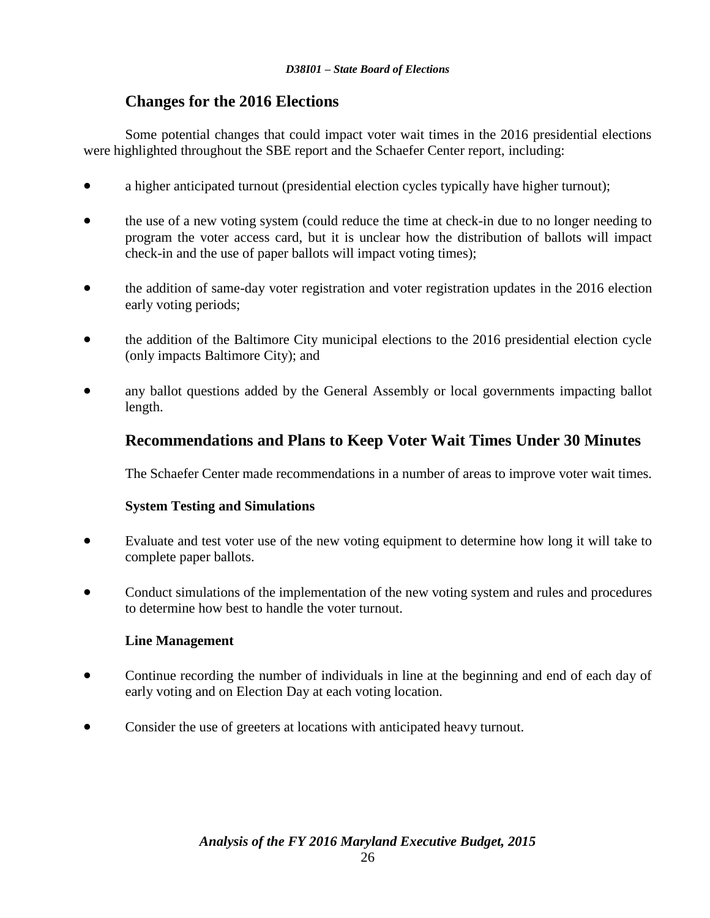## Changes for the 2016 Elections

Some potential changes that could impact voter wait times in the 2016 presidential elections were highlighted throughout the SBE report and the Schaefer Center report, including:

- a higher anticipated turnout (presidential election cycles typically have higher turnout);
- the use of a new voting system (could reduce the time at check-in due to no longer needing to program the voter access card, but it is unclear how the distribution of ballots will impact check-in and the use of paper ballots will impact voting times);
- the addition of same-day voter registration and voter registration updates in the 2016 election early voting periods;
- the addition of the Baltimore City municipal elections to the 2016 presidential election cycle (only impacts Baltimore City); and
- any ballot questions added by the General Assembly or local governments impacting ballot length.

## Recommendations and Plans to Keep Voter Wait Times Under 30 Minutes

The Schaefer Center made recommendations in a number of areas to improve voter wait times.

### System Testing and Simulations

- Evaluate and test voter use of the new voting equipment to determine how long it will take to complete paper ballots.
- Conduct simulations of the implementation of the new voting system and rules and procedures to determine how best to handle the voter turnout.

### Line Management

- Continue recording the number of individuals in line at the beginning and end of each day of early voting and on Election Day at each voting location.
- Consider the use of greeters at locations with anticipated heavy turnout.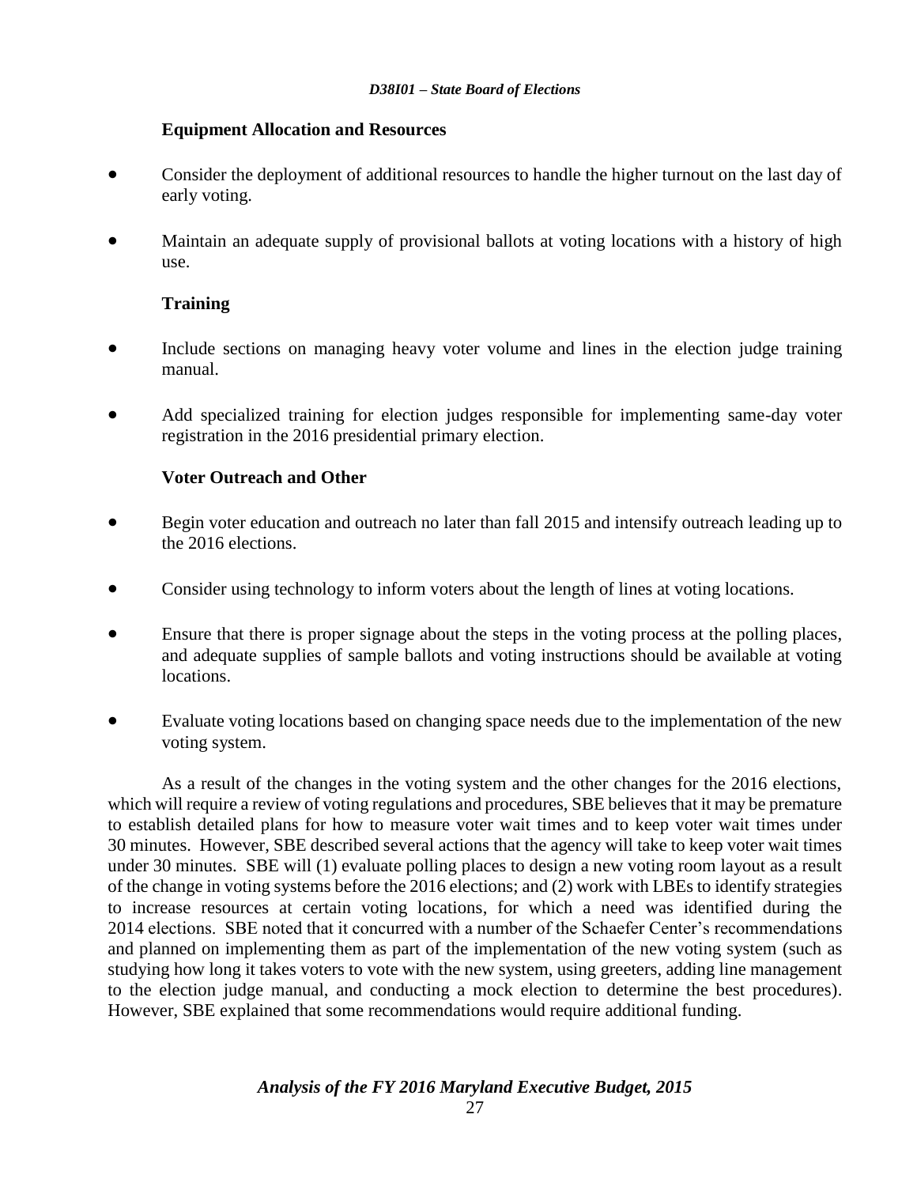### Equipment Allocation and Resources

- Consider the deployment of additional resources to handle the higher turnout on the last day of early voting.
- Maintain an adequate supply of provisional ballots at voting locations with a history of high use.

### Training

- Include sections on managing heavy voter volume and lines in the election judge training manual.
- Add specialized training for election judges responsible for implementing same-day voter registration in the 2016 presidential primary election.

### Voter Outreach and Other

- Begin voter education and outreach no later than fall 2015 and intensify outreach leading up to the 2016 elections.
- Consider using technology to inform voters about the length of lines at voting locations.
- Ensure that there is proper signage about the steps in the voting process at the polling places, and adequate supplies of sample ballots and voting instructions should be available at voting locations.
- Evaluate voting locations based on changing space needs due to the implementation of the new voting system.

As a result of the changes in the voting system and the other changes for the 2016 elections, which will require a review of voting regulations and procedures, SBE believes that it may be premature to establish detailed plans for how to measure voter wait times and to keep voter wait times under 30 minutes. However, SBE described several actions that the agency will take to keep voter wait times under 30 minutes. SBE will (1) evaluate polling places to design a new voting room layout as a result of the change in voting systems before the 2016 elections; and (2) work with LBEs to identify strategies to increase resources at certain voting locations, for which a need was identified during the 2014 elections. SBE noted that it concurred with a number of the Schaefer Center's recommendations and planned on implementing them as part of the implementation of the new voting system (such as studying how long it takes voters to vote with the new system, using greeters, adding line management to the election judge manual, and conducting a mock election to determine the best procedures). However, SBE explained that some recommendations would require additional funding.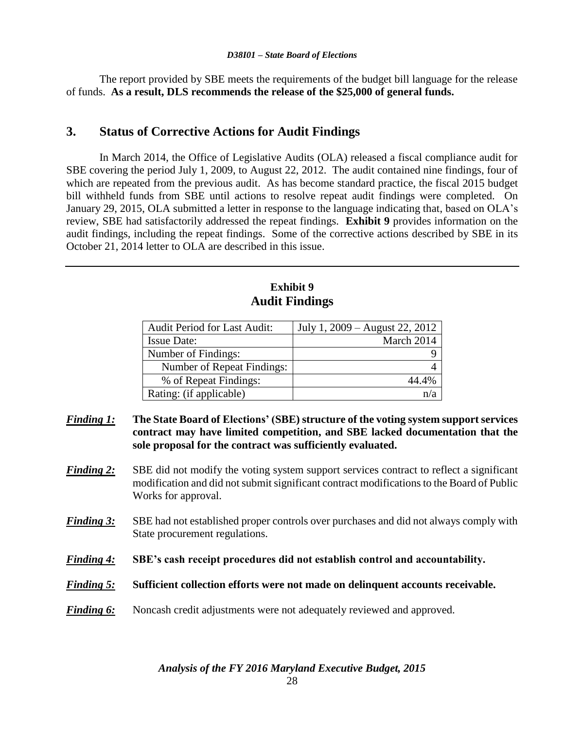The report provided by SBE meets the requirements of the budget bill language for the release of funds. **As a result, DLS recommends the release of the $25,000 of general funds.**

## 3. Status of Corrective Actions for Audit Findings

In March 2014, the Office of Legislative Audits (OLA) released a fiscal compliance audit for SBE covering the period July 1, 2009, to August 22, 2012. The audit contained nine findings, four of which are repeated from the previous audit. As has become standard practice, the fiscal 2015 budget bill withheld funds from SBE until actions to resolve repeat audit findings were completed. On January 29, 2015, OLA submitted a letter in response to the language indicating that, based on OLA's review, SBE had satisfactorily addressed the repeat findings. **Exhibit 9** provides information on the audit findings, including the repeat findings. Some of the corrective actions described by SBE in its October 21, 2014 letter to OLA are described in this issue.

**Exhibit 9**
**Audit Findings**

| | |
|---|---|
| Audit Period for Last Audit: | July 1, 2009 – August 22, 2012 |
| Issue Date: | March 2014 |
| Number of Findings: | 9 |
| Number of Repeat Findings: | 4 |
| % of Repeat Findings: | 44.4% |
| Rating: (if applicable) | n/a |

***Finding 1:*** **The State Board of Elections' (SBE) structure of the voting system support services contract may have limited competition, and SBE lacked documentation that the sole proposal for the contract was sufficiently evaluated.**

***Finding 2:*** SBE did not modify the voting system support services contract to reflect a significant modification and did not submit significant contract modifications to the Board of Public Works for approval.

***Finding 3:*** SBE had not established proper controls over purchases and did not always comply with State procurement regulations.

***Finding 4:*** **SBE's cash receipt procedures did not establish control and accountability.**

***Finding 5:*** **Sufficient collection efforts were not made on delinquent accounts receivable.**

***Finding 6:*** Noncash credit adjustments were not adequately reviewed and approved.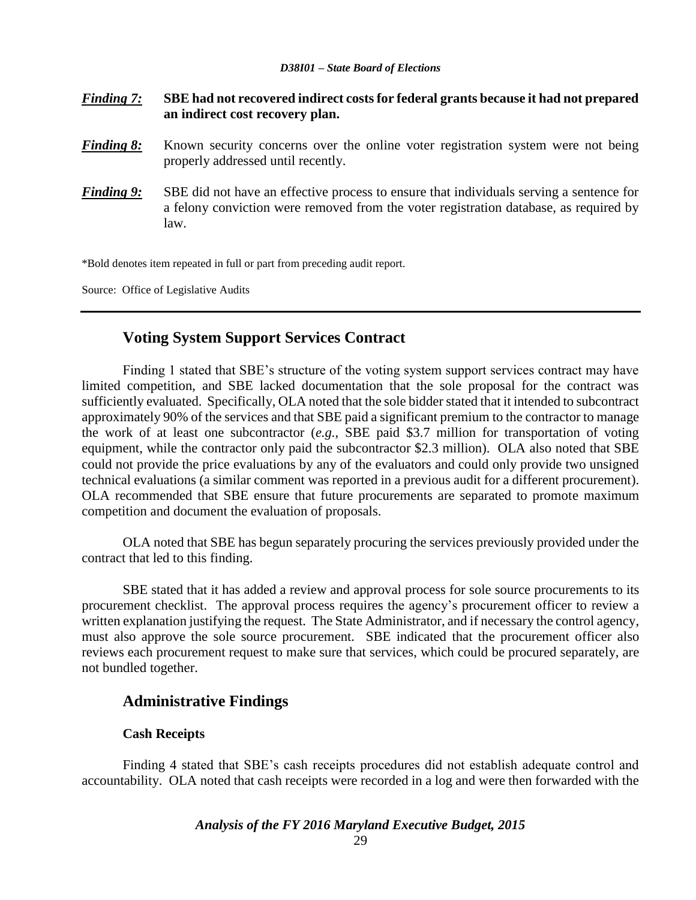*Finding 7:* **SBE had not recovered indirect costs for federal grants because it had not prepared an indirect cost recovery plan.**

*Finding 8:* Known security concerns over the online voter registration system were not being properly addressed until recently.

*Finding 9:* SBE did not have an effective process to ensure that individuals serving a sentence for a felony conviction were removed from the voter registration database, as required by law.

*Bold denotes item repeated in full or part from preceding audit report.

Source: Office of Legislative Audits

## Voting System Support Services Contract

Finding 1 stated that SBE's structure of the voting system support services contract may have limited competition, and SBE lacked documentation that the sole proposal for the contract was sufficiently evaluated. Specifically, OLA noted that the sole bidder stated that it intended to subcontract approximately 90% of the services and that SBE paid a significant premium to the contractor to manage the work of at least one subcontractor (*e.g.*, SBE paid \$3.7 million for transportation of voting equipment, while the contractor only paid the subcontractor \$2.3 million). OLA also noted that SBE could not provide the price evaluations by any of the evaluators and could only provide two unsigned technical evaluations (a similar comment was reported in a previous audit for a different procurement). OLA recommended that SBE ensure that future procurements are separated to promote maximum competition and document the evaluation of proposals.

OLA noted that SBE has begun separately procuring the services previously provided under the contract that led to this finding.

SBE stated that it has added a review and approval process for sole source procurements to its procurement checklist. The approval process requires the agency's procurement officer to review a written explanation justifying the request. The State Administrator, and if necessary the control agency, must also approve the sole source procurement. SBE indicated that the procurement officer also reviews each procurement request to make sure that services, which could be procured separately, are not bundled together.

## Administrative Findings

### Cash Receipts

Finding 4 stated that SBE's cash receipts procedures did not establish adequate control and accountability. OLA noted that cash receipts were recorded in a log and were then forwarded with the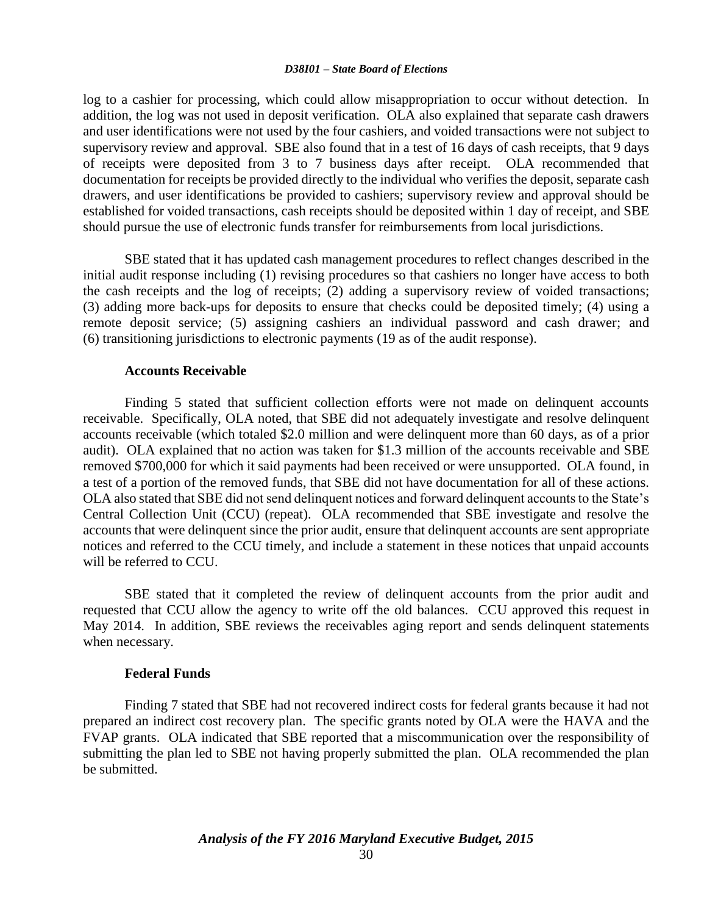log to a cashier for processing, which could allow misappropriation to occur without detection. In addition, the log was not used in deposit verification. OLA also explained that separate cash drawers and user identifications were not used by the four cashiers, and voided transactions were not subject to supervisory review and approval. SBE also found that in a test of 16 days of cash receipts, that 9 days of receipts were deposited from 3 to 7 business days after receipt. OLA recommended that documentation for receipts be provided directly to the individual who verifies the deposit, separate cash drawers, and user identifications be provided to cashiers; supervisory review and approval should be established for voided transactions, cash receipts should be deposited within 1 day of receipt, and SBE should pursue the use of electronic funds transfer for reimbursements from local jurisdictions.

SBE stated that it has updated cash management procedures to reflect changes described in the initial audit response including (1) revising procedures so that cashiers no longer have access to both the cash receipts and the log of receipts; (2) adding a supervisory review of voided transactions; (3) adding more back-ups for deposits to ensure that checks could be deposited timely; (4) using a remote deposit service; (5) assigning cashiers an individual password and cash drawer; and (6) transitioning jurisdictions to electronic payments (19 as of the audit response).

**Accounts Receivable**

Finding 5 stated that sufficient collection efforts were not made on delinquent accounts receivable. Specifically, OLA noted, that SBE did not adequately investigate and resolve delinquent accounts receivable (which totaled $2.0 million and were delinquent more than 60 days, as of a prior audit). OLA explained that no action was taken for $1.3 million of the accounts receivable and SBE removed $700,000 for which it said payments had been received or were unsupported. OLA found, in a test of a portion of the removed funds, that SBE did not have documentation for all of these actions. OLA also stated that SBE did not send delinquent notices and forward delinquent accounts to the State's Central Collection Unit (CCU) (repeat). OLA recommended that SBE investigate and resolve the accounts that were delinquent since the prior audit, ensure that delinquent accounts are sent appropriate notices and referred to the CCU timely, and include a statement in these notices that unpaid accounts will be referred to CCU.

SBE stated that it completed the review of delinquent accounts from the prior audit and requested that CCU allow the agency to write off the old balances. CCU approved this request in May 2014. In addition, SBE reviews the receivables aging report and sends delinquent statements when necessary.

**Federal Funds**

Finding 7 stated that SBE had not recovered indirect costs for federal grants because it had not prepared an indirect cost recovery plan. The specific grants noted by OLA were the HAVA and the FVAP grants. OLA indicated that SBE reported that a miscommunication over the responsibility of submitting the plan led to SBE not having properly submitted the plan. OLA recommended the plan be submitted.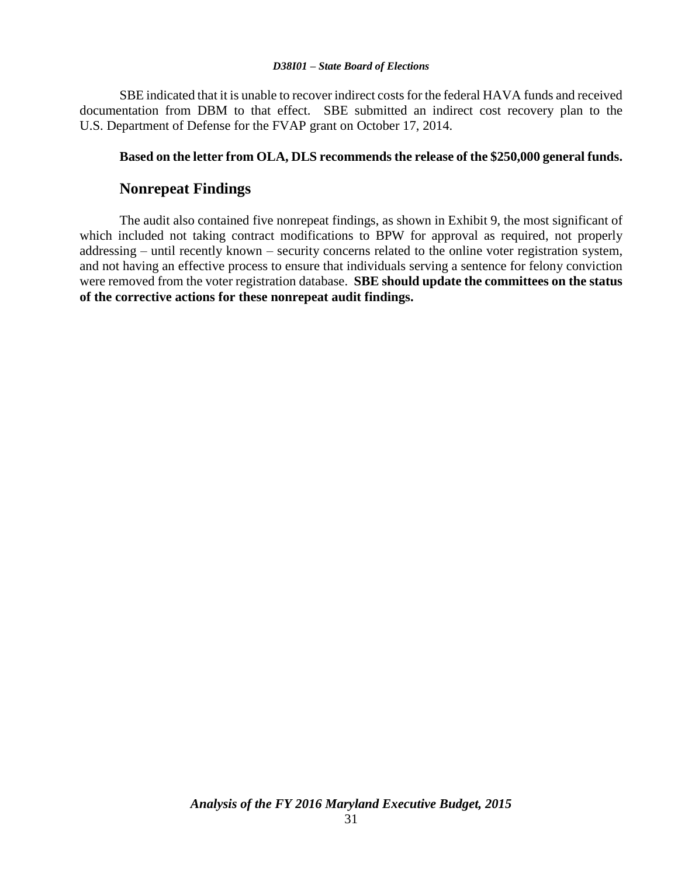SBE indicated that it is unable to recover indirect costs for the federal HAVA funds and received documentation from DBM to that effect. SBE submitted an indirect cost recovery plan to the U.S. Department of Defense for the FVAP grant on October 17, 2014.

**Based on the letter from OLA, DLS recommends the release of the $250,000 general funds.**

## Nonrepeat Findings

The audit also contained five nonrepeat findings, as shown in Exhibit 9, the most significant of which included not taking contract modifications to BPW for approval as required, not properly addressing – until recently known – security concerns related to the online voter registration system, and not having an effective process to ensure that individuals serving a sentence for felony conviction were removed from the voter registration database. **SBE should update the committees on the status of the corrective actions for these nonrepeat audit findings.**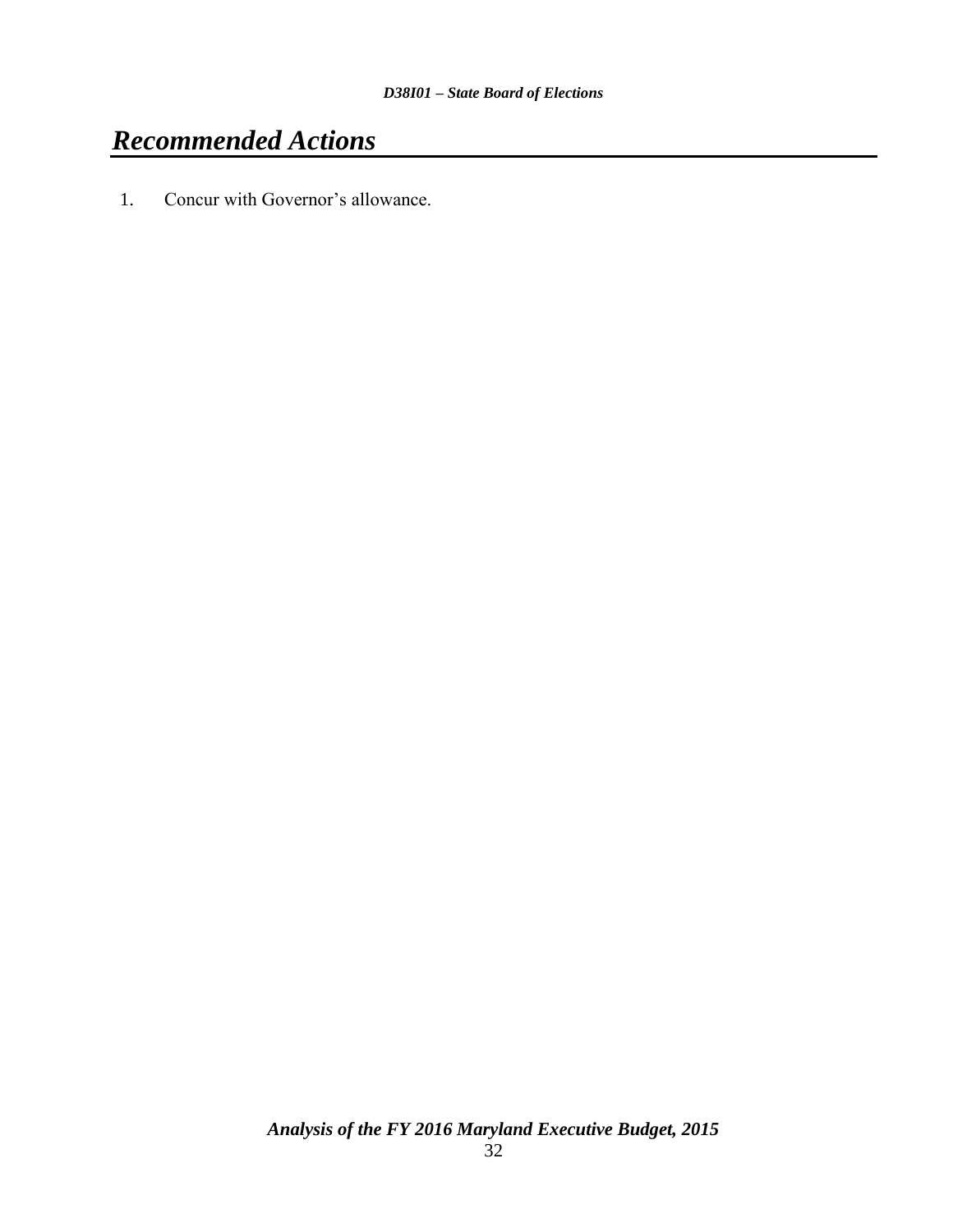# *Recommended Actions*

1. Concur with Governor's allowance.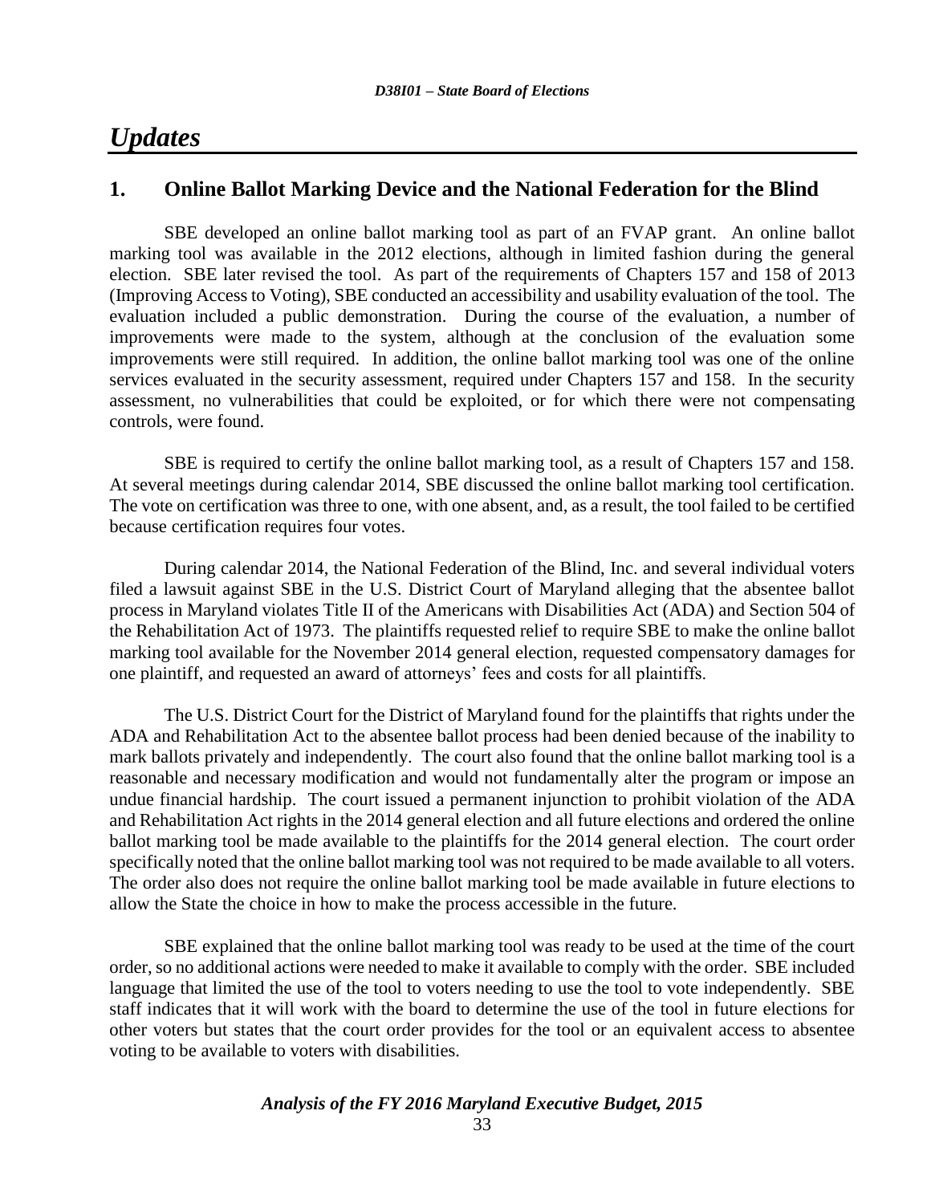# *Updates*

## 1. Online Ballot Marking Device and the National Federation for the Blind

SBE developed an online ballot marking tool as part of an FVAP grant. An online ballot marking tool was available in the 2012 elections, although in limited fashion during the general election. SBE later revised the tool. As part of the requirements of Chapters 157 and 158 of 2013 (Improving Access to Voting), SBE conducted an accessibility and usability evaluation of the tool. The evaluation included a public demonstration. During the course of the evaluation, a number of improvements were made to the system, although at the conclusion of the evaluation some improvements were still required. In addition, the online ballot marking tool was one of the online services evaluated in the security assessment, required under Chapters 157 and 158. In the security assessment, no vulnerabilities that could be exploited, or for which there were not compensating controls, were found.

SBE is required to certify the online ballot marking tool, as a result of Chapters 157 and 158. At several meetings during calendar 2014, SBE discussed the online ballot marking tool certification. The vote on certification was three to one, with one absent, and, as a result, the tool failed to be certified because certification requires four votes.

During calendar 2014, the National Federation of the Blind, Inc. and several individual voters filed a lawsuit against SBE in the U.S. District Court of Maryland alleging that the absentee ballot process in Maryland violates Title II of the Americans with Disabilities Act (ADA) and Section 504 of the Rehabilitation Act of 1973. The plaintiffs requested relief to require SBE to make the online ballot marking tool available for the November 2014 general election, requested compensatory damages for one plaintiff, and requested an award of attorneys' fees and costs for all plaintiffs.

The U.S. District Court for the District of Maryland found for the plaintiffs that rights under the ADA and Rehabilitation Act to the absentee ballot process had been denied because of the inability to mark ballots privately and independently. The court also found that the online ballot marking tool is a reasonable and necessary modification and would not fundamentally alter the program or impose an undue financial hardship. The court issued a permanent injunction to prohibit violation of the ADA and Rehabilitation Act rights in the 2014 general election and all future elections and ordered the online ballot marking tool be made available to the plaintiffs for the 2014 general election. The court order specifically noted that the online ballot marking tool was not required to be made available to all voters. The order also does not require the online ballot marking tool be made available in future elections to allow the State the choice in how to make the process accessible in the future.

SBE explained that the online ballot marking tool was ready to be used at the time of the court order, so no additional actions were needed to make it available to comply with the order. SBE included language that limited the use of the tool to voters needing to use the tool to vote independently. SBE staff indicates that it will work with the board to determine the use of the tool in future elections for other voters but states that the court order provides for the tool or an equivalent access to absentee voting to be available to voters with disabilities.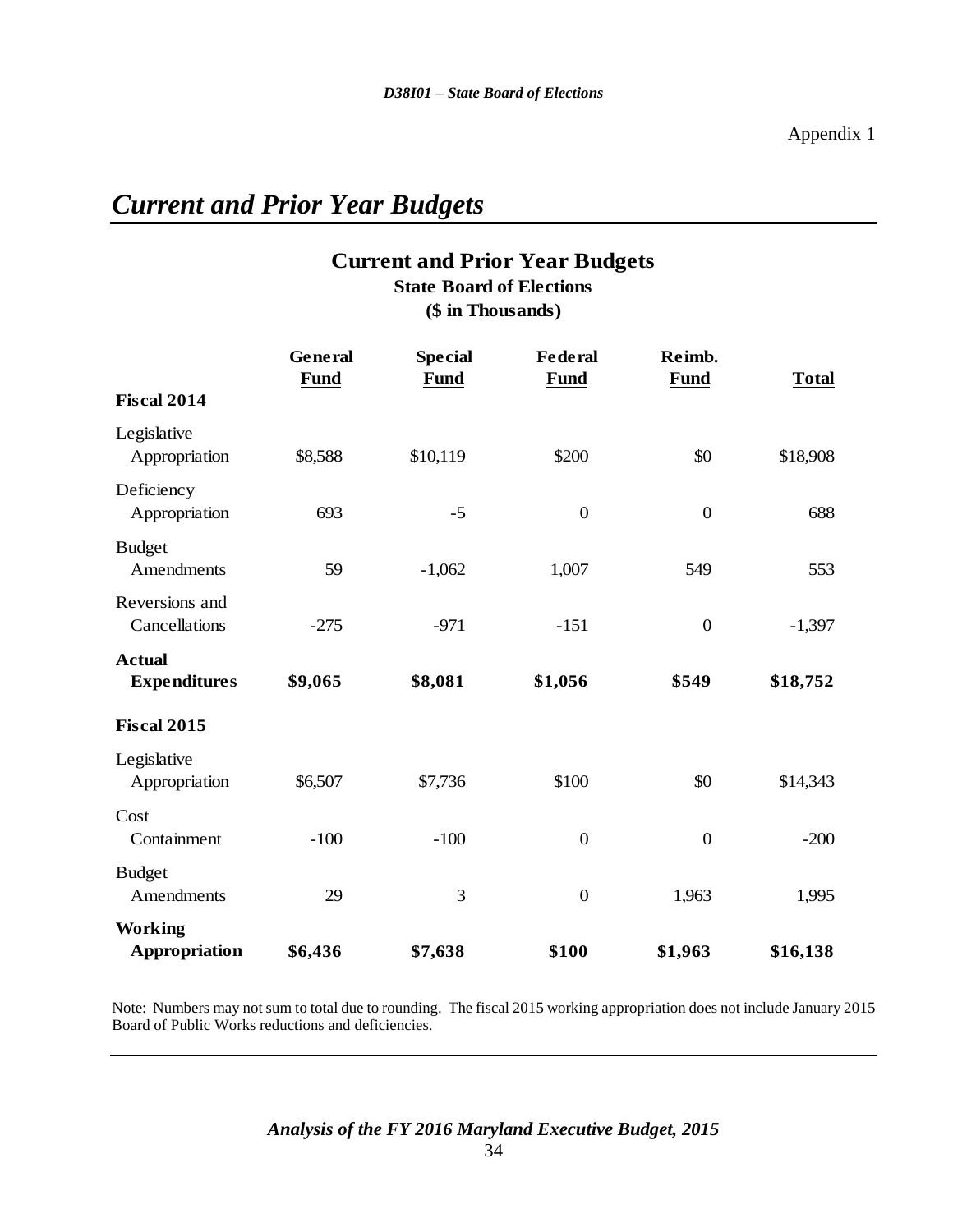Appendix 1

# *Current and Prior Year Budgets*

## Current and Prior Year Budgets
### State Board of Elections
### ($ in Thousands)

| | General Fund | Special Fund | Federal Fund | Reimb. Fund | Total |
|---|---|---|---|---|---|
| **Fiscal 2014** | | | | | |
| Legislative Appropriation | $8,588 | $10,119 | $200 | $0 | $18,908 |
| Deficiency Appropriation | 693 | -5 | 0 | 0 | 688 |
| Budget Amendments | 59 | -1,062 | 1,007 | 549 | 553 |
| Reversions and Cancellations | -275 | -971 | -151 | 0 | -1,397 |
| **Actual Expenditures** | **$9,065** | **$8,081** | **$1,056** | **$549** | **$18,752** |
| **Fiscal 2015** | | | | | |
| Legislative Appropriation | $6,507 | $7,736 | $100 | $0 | $14,343 |
| Cost Containment | -100 | -100 | 0 | 0 | -200 |
| Budget Amendments | 29 | 3 | 0 | 1,963 | 1,995 |
| **Working Appropriation** | **$6,436** | **$7,638** | **$100** | **$1,963** | **$16,138** |

Note: Numbers may not sum to total due to rounding. The fiscal 2015 working appropriation does not include January 2015 Board of Public Works reductions and deficiencies.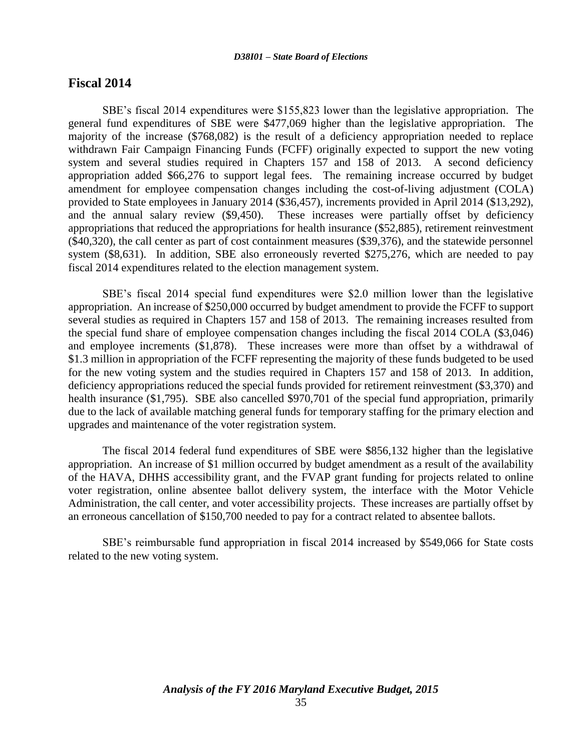## Fiscal 2014

SBE's fiscal 2014 expenditures were $155,823 lower than the legislative appropriation. The general fund expenditures of SBE were $477,069 higher than the legislative appropriation. The majority of the increase ($768,082) is the result of a deficiency appropriation needed to replace withdrawn Fair Campaign Financing Funds (FCFF) originally expected to support the new voting system and several studies required in Chapters 157 and 158 of 2013. A second deficiency appropriation added $66,276 to support legal fees. The remaining increase occurred by budget amendment for employee compensation changes including the cost-of-living adjustment (COLA) provided to State employees in January 2014 ($36,457), increments provided in April 2014 ($13,292), and the annual salary review ($9,450). These increases were partially offset by deficiency appropriations that reduced the appropriations for health insurance ($52,885), retirement reinvestment ($40,320), the call center as part of cost containment measures ($39,376), and the statewide personnel system ($8,631). In addition, SBE also erroneously reverted $275,276, which are needed to pay fiscal 2014 expenditures related to the election management system.

SBE's fiscal 2014 special fund expenditures were $2.0 million lower than the legislative appropriation. An increase of $250,000 occurred by budget amendment to provide the FCFF to support several studies as required in Chapters 157 and 158 of 2013. The remaining increases resulted from the special fund share of employee compensation changes including the fiscal 2014 COLA ($3,046) and employee increments ($1,878). These increases were more than offset by a withdrawal of $1.3 million in appropriation of the FCFF representing the majority of these funds budgeted to be used for the new voting system and the studies required in Chapters 157 and 158 of 2013. In addition, deficiency appropriations reduced the special funds provided for retirement reinvestment ($3,370) and health insurance ($1,795). SBE also cancelled $970,701 of the special fund appropriation, primarily due to the lack of available matching general funds for temporary staffing for the primary election and upgrades and maintenance of the voter registration system.

The fiscal 2014 federal fund expenditures of SBE were $856,132 higher than the legislative appropriation. An increase of $1 million occurred by budget amendment as a result of the availability of the HAVA, DHHS accessibility grant, and the FVAP grant funding for projects related to online voter registration, online absentee ballot delivery system, the interface with the Motor Vehicle Administration, the call center, and voter accessibility projects. These increases are partially offset by an erroneous cancellation of $150,700 needed to pay for a contract related to absentee ballots.

SBE's reimbursable fund appropriation in fiscal 2014 increased by $549,066 for State costs related to the new voting system.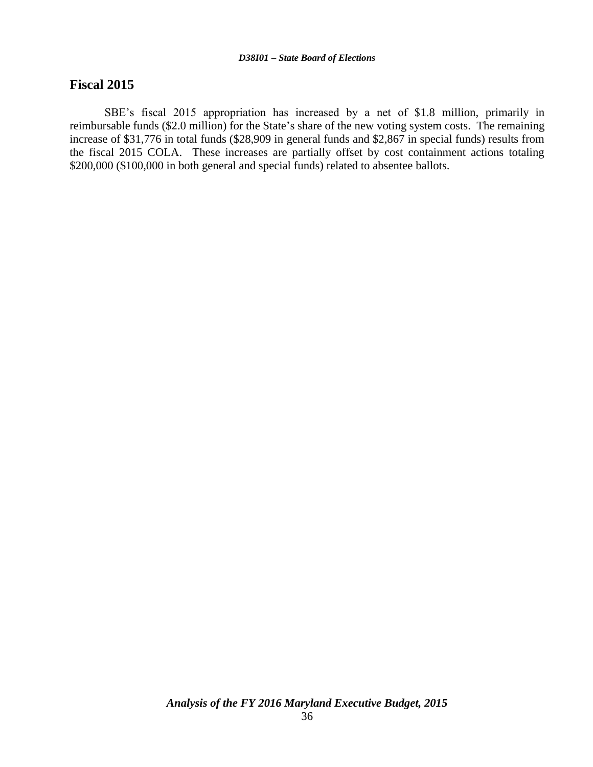## Fiscal 2015

SBE's fiscal 2015 appropriation has increased by a net of $1.8 million, primarily in reimbursable funds ($2.0 million) for the State's share of the new voting system costs. The remaining increase of $31,776 in total funds ($28,909 in general funds and $2,867 in special funds) results from the fiscal 2015 COLA. These increases are partially offset by cost containment actions totaling $200,000 ($100,000 in both general and special funds) related to absentee ballots.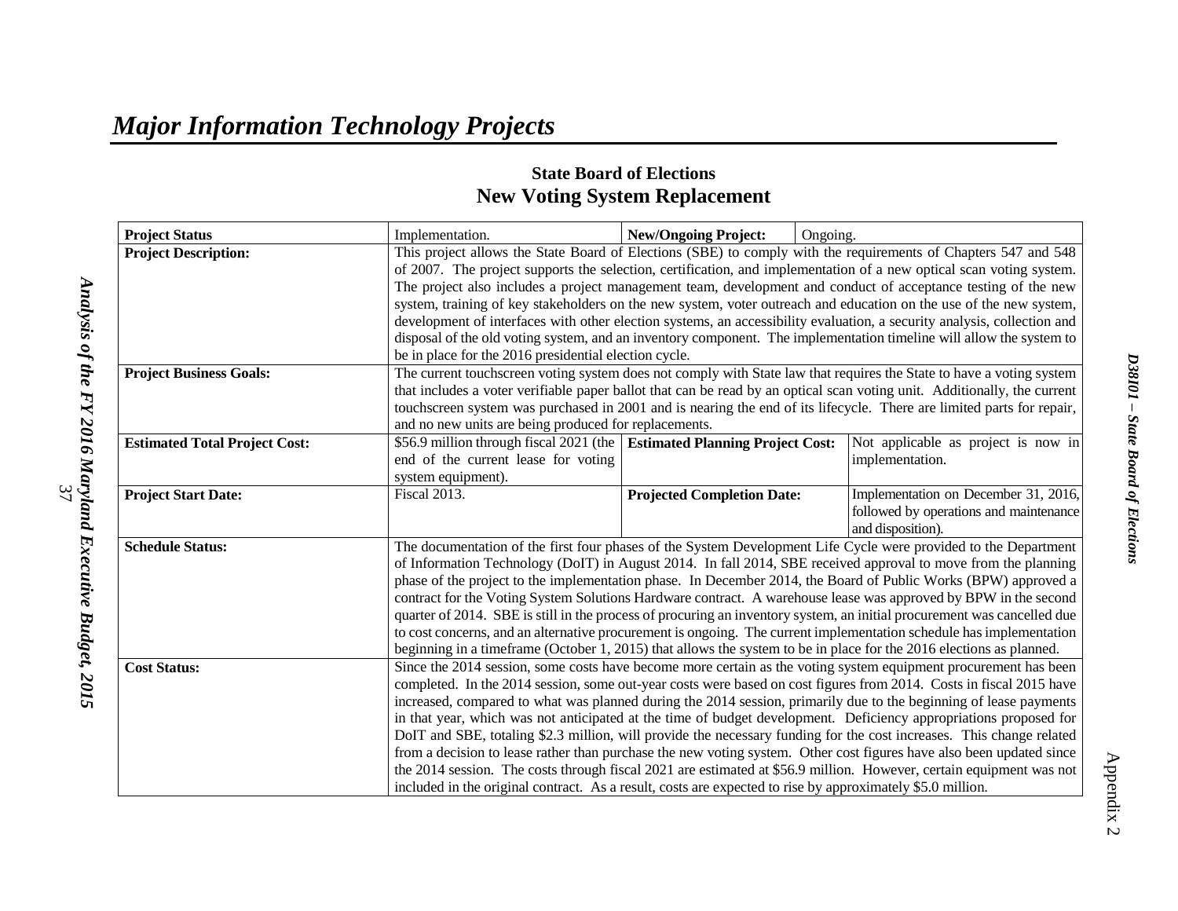# *Major Information Technology Projects*

### State Board of Elections
## New Voting System Replacement

| | | | | |
|---|---|---|---|---|
| **Project Status** | Implementation. | **New/Ongoing Project:** | Ongoing. | |
| **Project Description:** | This project allows the State Board of Elections (SBE) to comply with the requirements of Chapters 547 and 548 of 2007. The project supports the selection, certification, and implementation of a new optical scan voting system. The project also includes a project management team, development and conduct of acceptance testing of the new system, training of key stakeholders on the new system, voter outreach and education on the use of the new system, development of interfaces with other election systems, an accessibility evaluation, a security analysis, collection and disposal of the old voting system, and an inventory component. The implementation timeline will allow the system to be in place for the 2016 presidential election cycle. | | | |
| **Project Business Goals:** | The current touchscreen voting system does not comply with State law that requires the State to have a voting system that includes a voter verifiable paper ballot that can be read by an optical scan voting unit. Additionally, the current touchscreen system was purchased in 2001 and is nearing the end of its lifecycle. There are limited parts for repair, and no new units are being produced for replacements. | | | |
| **Estimated Total Project Cost:** | $56.9 million through fiscal 2021 (the end of the current lease for voting system equipment). | **Estimated Planning Project Cost:** | | Not applicable as project is now in implementation. |
| **Project Start Date:** | Fiscal 2013. | **Projected Completion Date:** | | Implementation on December 31, 2016, followed by operations and maintenance and disposition). |
| **Schedule Status:** | The documentation of the first four phases of the System Development Life Cycle were provided to the Department of Information Technology (DoIT) in August 2014. In fall 2014, SBE received approval to move from the planning phase of the project to the implementation phase. In December 2014, the Board of Public Works (BPW) approved a contract for the Voting System Solutions Hardware contract. A warehouse lease was approved by BPW in the second quarter of 2014. SBE is still in the process of procuring an inventory system, an initial procurement was cancelled due to cost concerns, and an alternative procurement is ongoing. The current implementation schedule has implementation beginning in a timeframe (October 1, 2015) that allows the system to be in place for the 2016 elections as planned. | | | |
| **Cost Status:** | Since the 2014 session, some costs have become more certain as the voting system equipment procurement has been completed. In the 2014 session, some out-year costs were based on cost figures from 2014. Costs in fiscal 2015 have increased, compared to what was planned during the 2014 session, primarily due to the beginning of lease payments in that year, which was not anticipated at the time of budget development. Deficiency appropriations proposed for DoIT and SBE, totaling $2.3 million, will provide the necessary funding for the cost increases. This change related from a decision to lease rather than purchase the new voting system. Other cost figures have also been updated since the 2014 session. The costs through fiscal 2021 are estimated at $56.9 million. However, certain equipment was not included in the original contract. As a result, costs are expected to rise by approximately $5.0 million. | | | |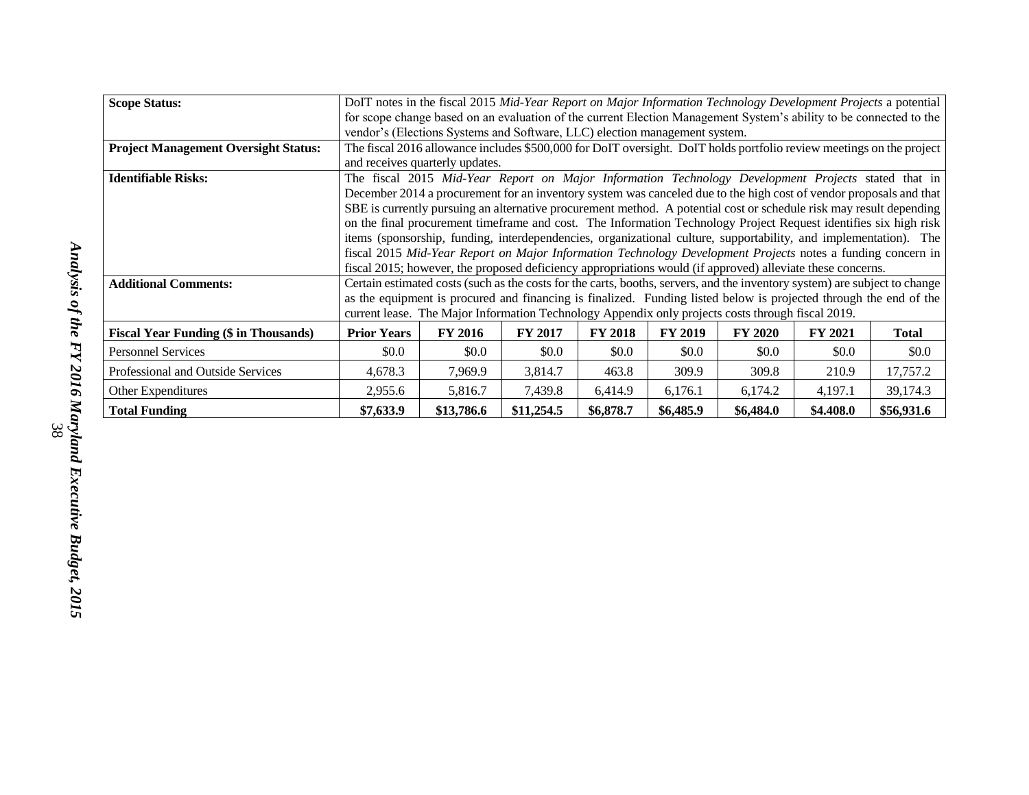| | | | | | | | | |
|---|---|---|---|---|---|---|---|---|
| **Scope Status:** | DoIT notes in the fiscal 2015 *Mid-Year Report on Major Information Technology Development Projects* a potential for scope change based on an evaluation of the current Election Management System's ability to be connected to the vendor's (Elections Systems and Software, LLC) election management system. | | | | | | | |
| **Project Management Oversight Status:** | The fiscal 2016 allowance includes $500,000 for DoIT oversight. DoIT holds portfolio review meetings on the project and receives quarterly updates. | | | | | | | |
| **Identifiable Risks:** | The fiscal 2015 *Mid-Year Report on Major Information Technology Development Projects* stated that in December 2014 a procurement for an inventory system was canceled due to the high cost of vendor proposals and that SBE is currently pursuing an alternative procurement method. A potential cost or schedule risk may result depending on the final procurement timeframe and cost. The Information Technology Project Request identifies six high risk items (sponsorship, funding, interdependencies, organizational culture, supportability, and implementation). The fiscal 2015 *Mid-Year Report on Major Information Technology Development Projects* notes a funding concern in fiscal 2015; however, the proposed deficiency appropriations would (if approved) alleviate these concerns. | | | | | | | |
| **Additional Comments:** | Certain estimated costs (such as the costs for the carts, booths, servers, and the inventory system) are subject to change as the equipment is procured and financing is finalized. Funding listed below is projected through the end of the current lease. The Major Information Technology Appendix only projects costs through fiscal 2019. | | | | | | | |
| **Fiscal Year Funding ($ in Thousands)** | **Prior Years** | **FY 2016** | **FY 2017** | **FY 2018** | **FY 2019** | **FY 2020** | **FY 2021** | **Total** |
| Personnel Services | $0.0 | $0.0 | $0.0 | $0.0 | $0.0 | $0.0 | $0.0 | $0.0 |
| Professional and Outside Services | 4,678.3 | 7,969.9 | 3,814.7 | 463.8 | 309.9 | 309.8 | 210.9 | 17,757.2 |
| Other Expenditures | 2,955.6 | 5,816.7 | 7,439.8 | 6,414.9 | 6,176.1 | 6,174.2 | 4,197.1 | 39,174.3 |
| **Total Funding** | **$7,633.9** | **$13,786.6** | **$11,254.5** | **$6,878.7** | **$6,485.9** | **$6,484.0** | **$4.408.0** | **$56,931.6** |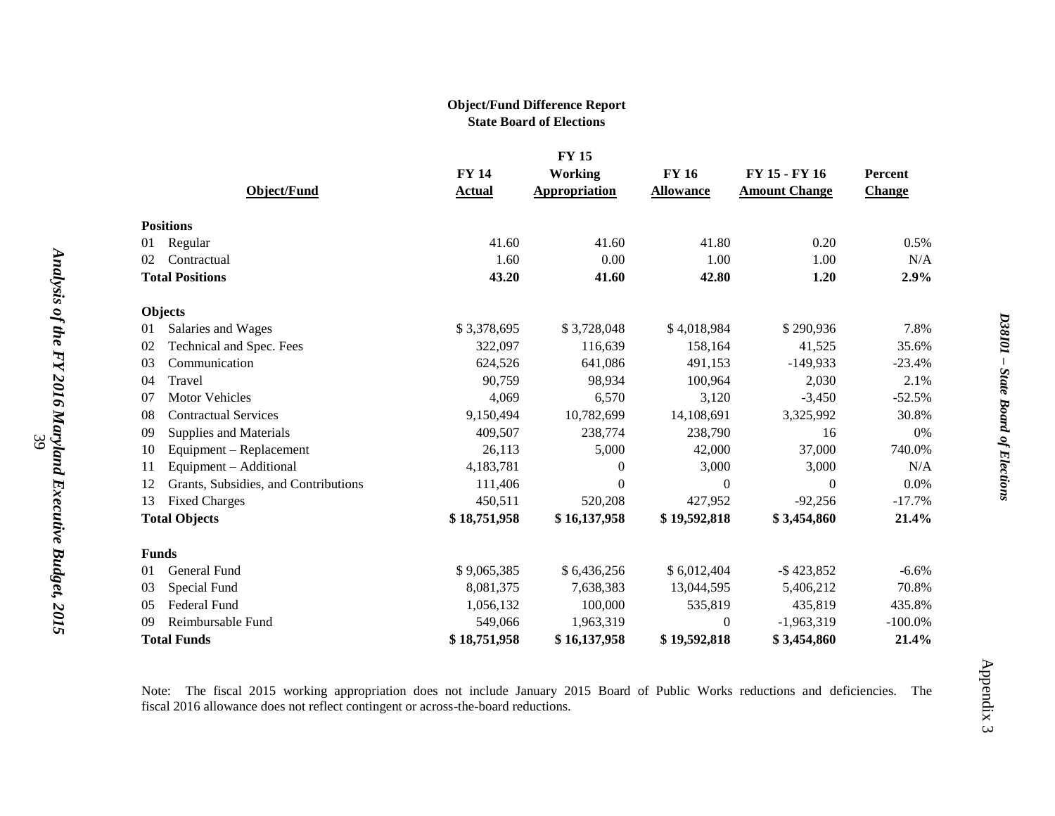**Object/Fund Difference Report**
**State Board of Elections**

| Object/Fund | FY 14 Actual | FY 15 Working Appropriation | FY 16 Allowance | FY 15 - FY 16 Amount Change | Percent Change |
|---|---|---|---|---|---|
| **Positions** | | | | | |
| 01 Regular | 41.60 | 41.60 | 41.80 | 0.20 | 0.5% |
| 02 Contractual | 1.60 | 0.00 | 1.00 | 1.00 | N/A |
| **Total Positions** | **43.20** | **41.60** | **42.80** | **1.20** | **2.9%** |
| **Objects** | | | | | |
| 01 Salaries and Wages | $ 3,378,695 | $ 3,728,048 | $ 4,018,984 | $ 290,936 | 7.8% |
| 02 Technical and Spec. Fees | 322,097 | 116,639 | 158,164 | 41,525 | 35.6% |
| 03 Communication | 624,526 | 641,086 | 491,153 | -149,933 | -23.4% |
| 04 Travel | 90,759 | 98,934 | 100,964 | 2,030 | 2.1% |
| 07 Motor Vehicles | 4,069 | 6,570 | 3,120 | -3,450 | -52.5% |
| 08 Contractual Services | 9,150,494 | 10,782,699 | 14,108,691 | 3,325,992 | 30.8% |
| 09 Supplies and Materials | 409,507 | 238,774 | 238,790 | 16 | 0% |
| 10 Equipment – Replacement | 26,113 | 5,000 | 42,000 | 37,000 | 740.0% |
| 11 Equipment – Additional | 4,183,781 | 0 | 3,000 | 3,000 | N/A |
| 12 Grants, Subsidies, and Contributions | 111,406 | 0 | 0 | 0 | 0.0% |
| 13 Fixed Charges | 450,511 | 520,208 | 427,952 | -92,256 | -17.7% |
| **Total Objects** | **$ 18,751,958** | **$ 16,137,958** | **$ 19,592,818** | **$ 3,454,860** | **21.4%** |
| **Funds** | | | | | |
| 01 General Fund | $ 9,065,385 | $ 6,436,256 | $ 6,012,404 | -$ 423,852 | -6.6% |
| 03 Special Fund | 8,081,375 | 7,638,383 | 13,044,595 | 5,406,212 | 70.8% |
| 05 Federal Fund | 1,056,132 | 100,000 | 535,819 | 435,819 | 435.8% |
| 09 Reimbursable Fund | 549,066 | 1,963,319 | 0 | -1,963,319 | -100.0% |
| **Total Funds** | **$ 18,751,958** | **$ 16,137,958** | **$ 19,592,818** | **$ 3,454,860** | **21.4%** |

Note: The fiscal 2015 working appropriation does not include January 2015 Board of Public Works reductions and deficiencies. The fiscal 2016 allowance does not reflect contingent or across-the-board reductions.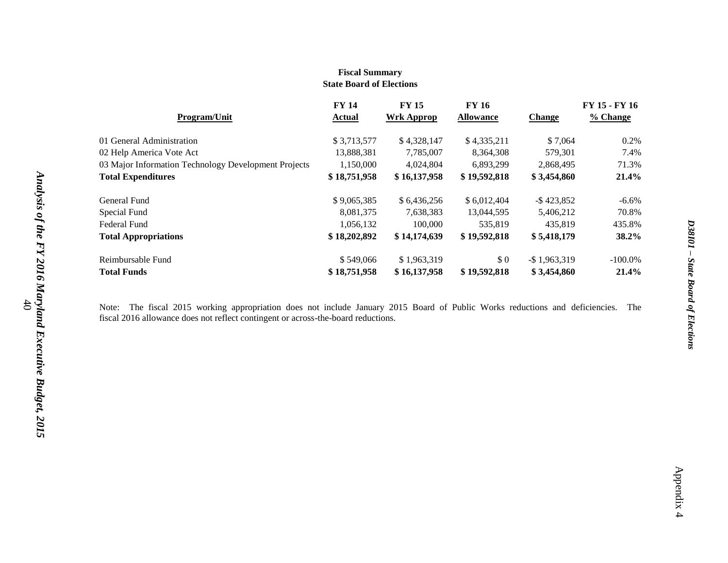**Fiscal Summary**
**State Board of Elections**

| Program/Unit | FY 14 Actual | FY 15 Wrk Approp | FY 16 Allowance | Change | FY 15 - FY 16 % Change |
|---|---|---|---|---|---|
| 01 General Administration | $ 3,713,577 | $ 4,328,147 | $ 4,335,211 | $ 7,064 | 0.2% |
| 02 Help America Vote Act | 13,888,381 | 7,785,007 | 8,364,308 | 579,301 | 7.4% |
| 03 Major Information Technology Development Projects | 1,150,000 | 4,024,804 | 6,893,299 | 2,868,495 | 71.3% |
| **Total Expenditures** | **$ 18,751,958** | **$ 16,137,958** | **$ 19,592,818** | **$ 3,454,860** | **21.4%** |
| General Fund | $ 9,065,385 | $ 6,436,256 | $ 6,012,404 | -$ 423,852 | -6.6% |
| Special Fund | 8,081,375 | 7,638,383 | 13,044,595 | 5,406,212 | 70.8% |
| Federal Fund | 1,056,132 | 100,000 | 535,819 | 435,819 | 435.8% |
| **Total Appropriations** | **$ 18,202,892** | **$ 14,174,639** | **$ 19,592,818** | **$ 5,418,179** | **38.2%** |
| Reimbursable Fund | $ 549,066 | $ 1,963,319 | $ 0 | -$ 1,963,319 | -100.0% |
| **Total Funds** | **$ 18,751,958** | **$ 16,137,958** | **$ 19,592,818** | **$ 3,454,860** | **21.4%** |

Note: The fiscal 2015 working appropriation does not include January 2015 Board of Public Works reductions and deficiencies. The fiscal 2016 allowance does not reflect contingent or across-the-board reductions.